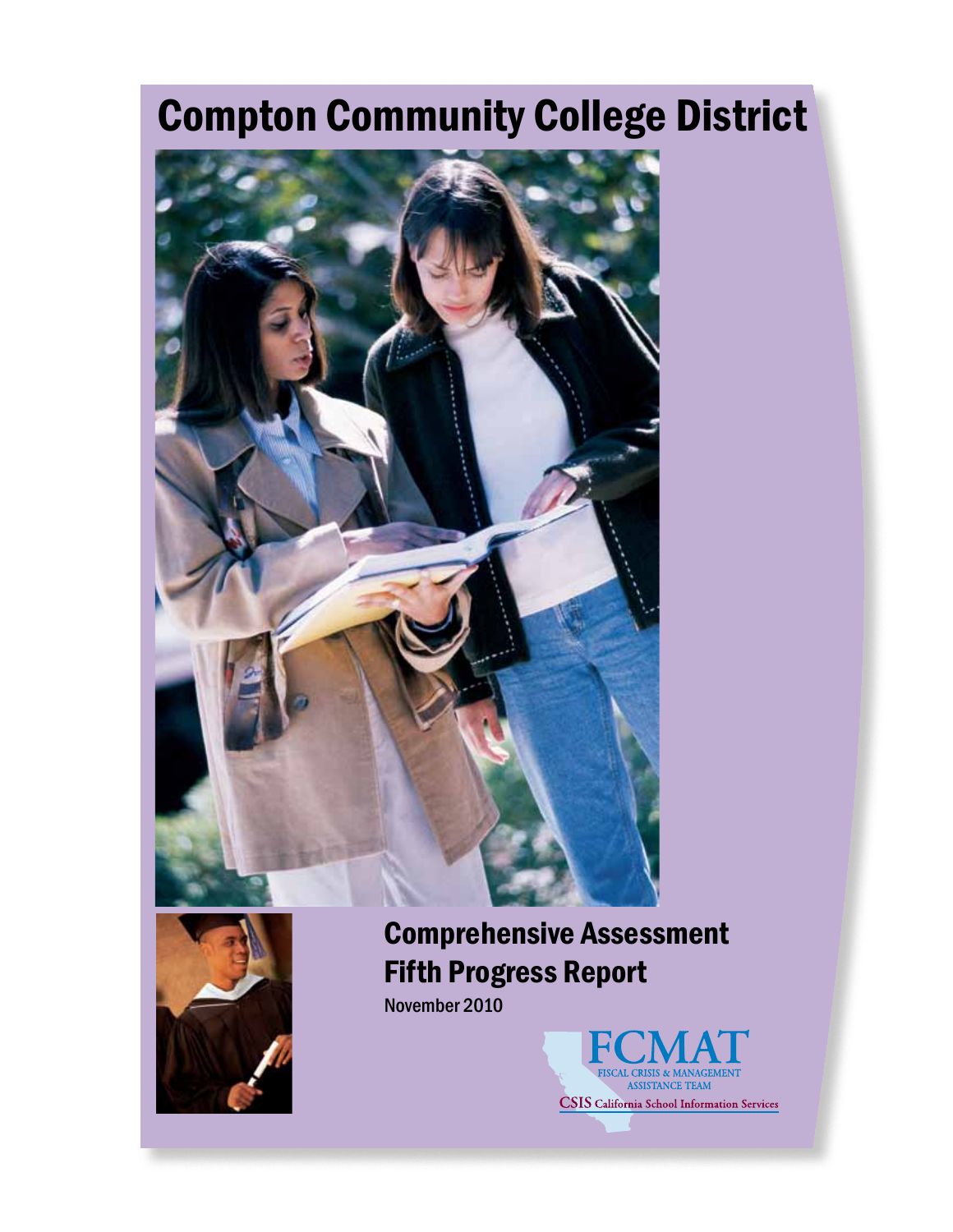# Compton Community College District

## Comprehensive Assessment Fifth Progress Report

November 2010

FCMAT
FISCAL CRISIS & MANAGEMENT ASSISTANCE TEAM

CSIS California School Information Services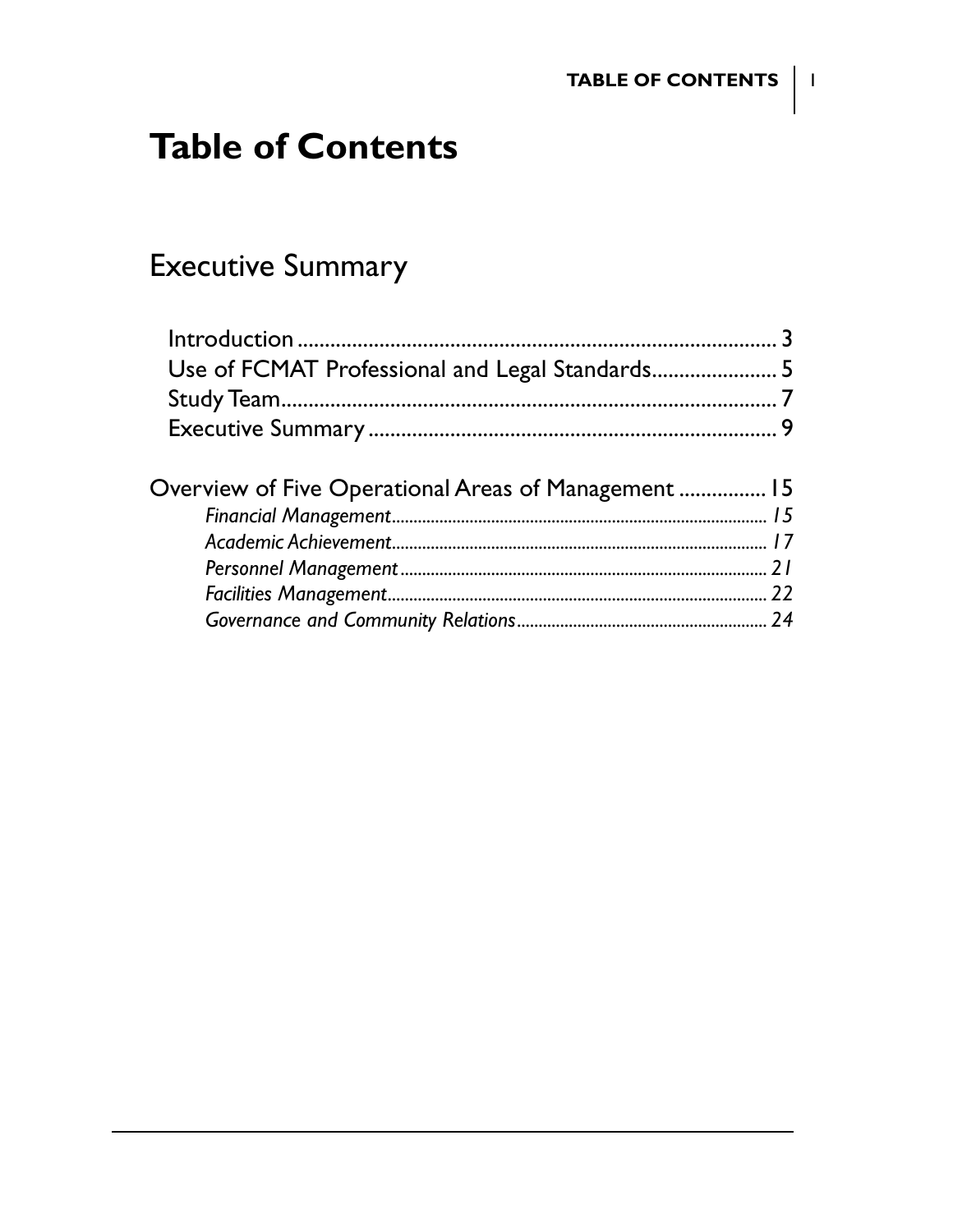# Table of Contents

## Executive Summary

Introduction ........................................................................................ 3
Use of FCMAT Professional and Legal Standards....................... 5
Study Team........................................................................................... 7
Executive Summary ........................................................................... 9

Overview of Five Operational Areas of Management ................ 15
*Financial Management*...................................................................................... 15
*Academic Achievement*...................................................................................... 17
*Personnel Management*.................................................................................... 21
*Facilities Management*....................................................................................... 22
*Governance and Community Relations*.......................................................... 24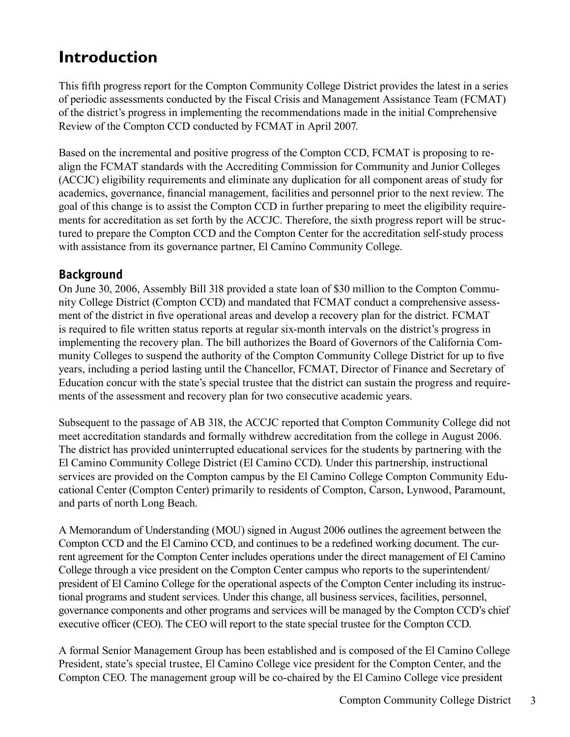# Introduction

This fifth progress report for the Compton Community College District provides the latest in a series of periodic assessments conducted by the Fiscal Crisis and Management Assistance Team (FCMAT) of the district's progress in implementing the recommendations made in the initial Comprehensive Review of the Compton CCD conducted by FCMAT in April 2007.

Based on the incremental and positive progress of the Compton CCD, FCMAT is proposing to realign the FCMAT standards with the Accrediting Commission for Community and Junior Colleges (ACCJC) eligibility requirements and eliminate any duplication for all component areas of study for academics, governance, financial management, facilities and personnel prior to the next review. The goal of this change is to assist the Compton CCD in further preparing to meet the eligibility requirements for accreditation as set forth by the ACCJC. Therefore, the sixth progress report will be structured to prepare the Compton CCD and the Compton Center for the accreditation self-study process with assistance from its governance partner, El Camino Community College.

## Background

On June 30, 2006, Assembly Bill 318 provided a state loan of $30 million to the Compton Community College District (Compton CCD) and mandated that FCMAT conduct a comprehensive assessment of the district in five operational areas and develop a recovery plan for the district. FCMAT is required to file written status reports at regular six-month intervals on the district's progress in implementing the recovery plan. The bill authorizes the Board of Governors of the California Community Colleges to suspend the authority of the Compton Community College District for up to five years, including a period lasting until the Chancellor, FCMAT, Director of Finance and Secretary of Education concur with the state's special trustee that the district can sustain the progress and requirements of the assessment and recovery plan for two consecutive academic years.

Subsequent to the passage of AB 318, the ACCJC reported that Compton Community College did not meet accreditation standards and formally withdrew accreditation from the college in August 2006. The district has provided uninterrupted educational services for the students by partnering with the El Camino Community College District (El Camino CCD). Under this partnership, instructional services are provided on the Compton campus by the El Camino College Compton Community Educational Center (Compton Center) primarily to residents of Compton, Carson, Lynwood, Paramount, and parts of north Long Beach.

A Memorandum of Understanding (MOU) signed in August 2006 outlines the agreement between the Compton CCD and the El Camino CCD, and continues to be a redefined working document. The current agreement for the Compton Center includes operations under the direct management of El Camino College through a vice president on the Compton Center campus who reports to the superintendent/president of El Camino College for the operational aspects of the Compton Center including its instructional programs and student services. Under this change, all business services, facilities, personnel, governance components and other programs and services will be managed by the Compton CCD's chief executive officer (CEO). The CEO will report to the state special trustee for the Compton CCD.

A formal Senior Management Group has been established and is composed of the El Camino College President, state's special trustee, El Camino College vice president for the Compton Center, and the Compton CEO. The management group will be co-chaired by the El Camino College vice president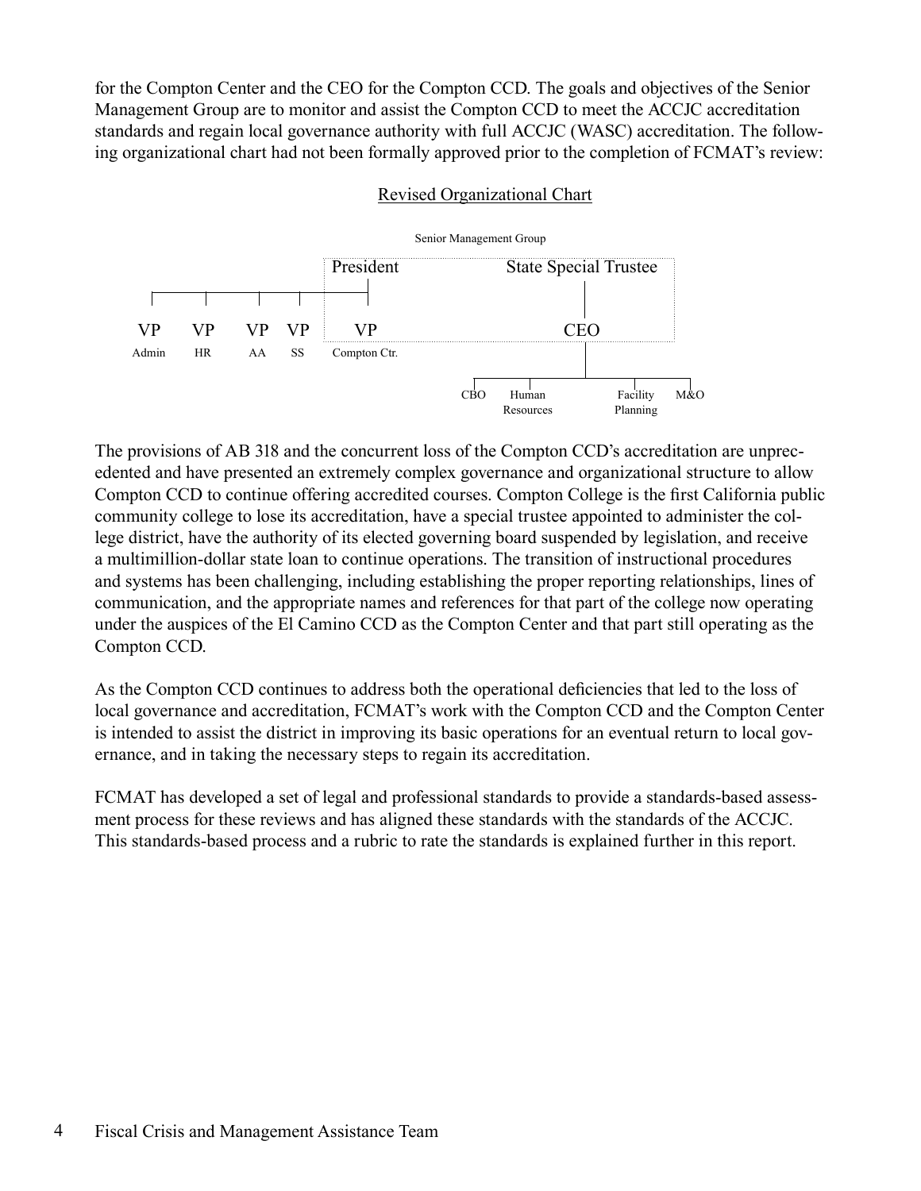for the Compton Center and the CEO for the Compton CCD. The goals and objectives of the Senior Management Group are to monitor and assist the Compton CCD to meet the ACCJC accreditation standards and regain local governance authority with full ACCJC (WASC) accreditation. The following organizational chart had not been formally approved prior to the completion of FCMAT's review:

Revised Organizational Chart

Senior Management Group

President

State Special Trustee

VP Admin

VP HR

VP AA

VP SS

VP Compton Ctr.

CEO

CBO

Human Resources

Facility Planning

M&O

The provisions of AB 318 and the concurrent loss of the Compton CCD's accreditation are unprecedented and have presented an extremely complex governance and organizational structure to allow Compton CCD to continue offering accredited courses. Compton College is the first California public community college to lose its accreditation, have a special trustee appointed to administer the college district, have the authority of its elected governing board suspended by legislation, and receive a multimillion-dollar state loan to continue operations. The transition of instructional procedures and systems has been challenging, including establishing the proper reporting relationships, lines of communication, and the appropriate names and references for that part of the college now operating under the auspices of the El Camino CCD as the Compton Center and that part still operating as the Compton CCD.

As the Compton CCD continues to address both the operational deficiencies that led to the loss of local governance and accreditation, FCMAT's work with the Compton CCD and the Compton Center is intended to assist the district in improving its basic operations for an eventual return to local governance, and in taking the necessary steps to regain its accreditation.

FCMAT has developed a set of legal and professional standards to provide a standards-based assessment process for these reviews and has aligned these standards with the standards of the ACCJC. This standards-based process and a rubric to rate the standards is explained further in this report.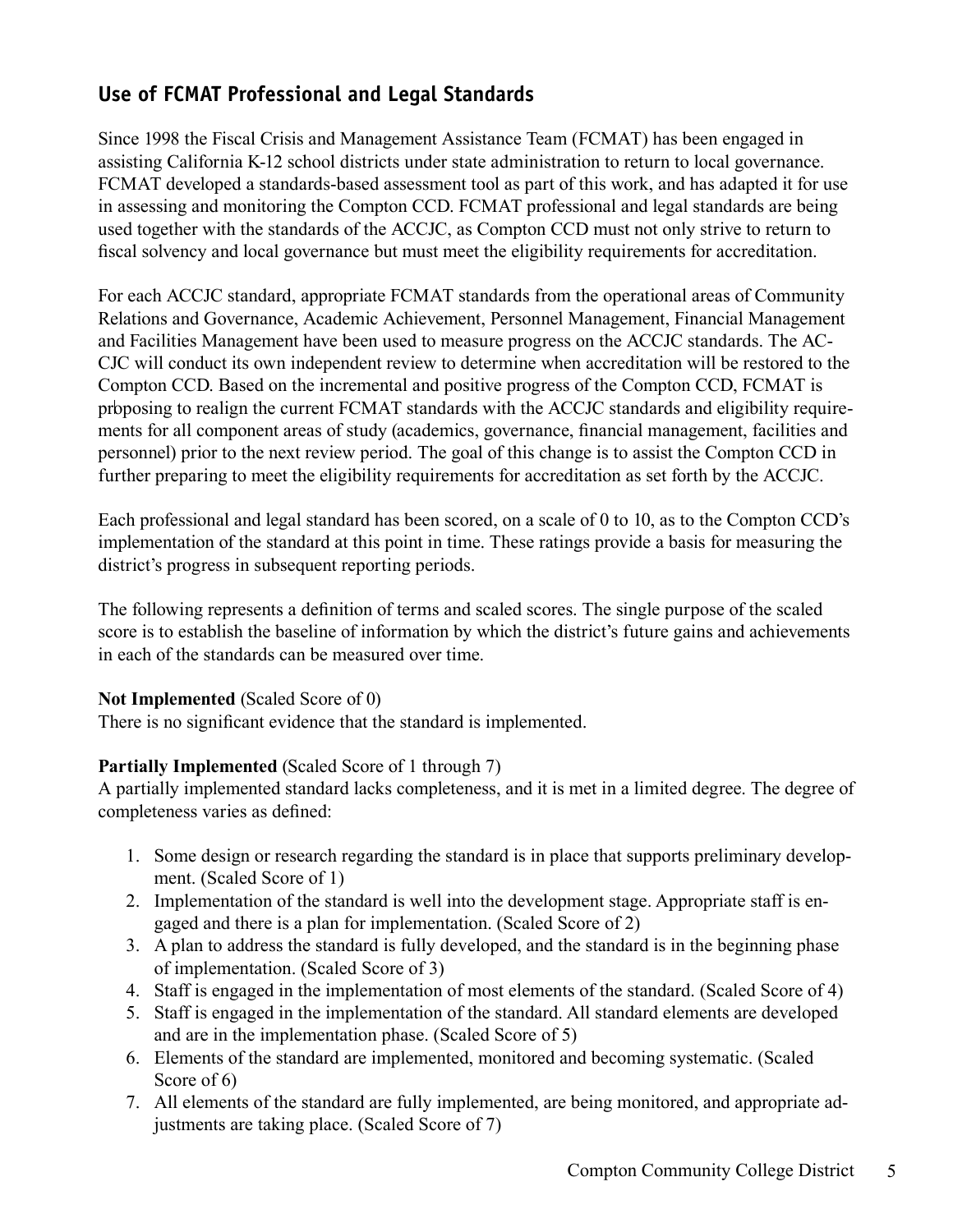## Use of FCMAT Professional and Legal Standards

Since 1998 the Fiscal Crisis and Management Assistance Team (FCMAT) has been engaged in assisting California K-12 school districts under state administration to return to local governance. FCMAT developed a standards-based assessment tool as part of this work, and has adapted it for use in assessing and monitoring the Compton CCD. FCMAT professional and legal standards are being used together with the standards of the ACCJC, as Compton CCD must not only strive to return to fiscal solvency and local governance but must meet the eligibility requirements for accreditation.

For each ACCJC standard, appropriate FCMAT standards from the operational areas of Community Relations and Governance, Academic Achievement, Personnel Management, Financial Management and Facilities Management have been used to measure progress on the ACCJC standards. The ACCJC will conduct its own independent review to determine when accreditation will be restored to the Compton CCD. Based on the incremental and positive progress of the Compton CCD, FCMAT is prbposing to realign the current FCMAT standards with the ACCJC standards and eligibility requirements for all component areas of study (academics, governance, financial management, facilities and personnel) prior to the next review period. The goal of this change is to assist the Compton CCD in further preparing to meet the eligibility requirements for accreditation as set forth by the ACCJC.

Each professional and legal standard has been scored, on a scale of 0 to 10, as to the Compton CCD's implementation of the standard at this point in time. These ratings provide a basis for measuring the district's progress in subsequent reporting periods.

The following represents a definition of terms and scaled scores. The single purpose of the scaled score is to establish the baseline of information by which the district's future gains and achievements in each of the standards can be measured over time.

**Not Implemented** (Scaled Score of 0)
There is no significant evidence that the standard is implemented.

**Partially Implemented** (Scaled Score of 1 through 7)
A partially implemented standard lacks completeness, and it is met in a limited degree. The degree of completeness varies as defined:

1. Some design or research regarding the standard is in place that supports preliminary development. (Scaled Score of 1)
2. Implementation of the standard is well into the development stage. Appropriate staff is engaged and there is a plan for implementation. (Scaled Score of 2)
3. A plan to address the standard is fully developed, and the standard is in the beginning phase of implementation. (Scaled Score of 3)
4. Staff is engaged in the implementation of most elements of the standard. (Scaled Score of 4)
5. Staff is engaged in the implementation of the standard. All standard elements are developed and are in the implementation phase. (Scaled Score of 5)
6. Elements of the standard are implemented, monitored and becoming systematic. (Scaled Score of 6)
7. All elements of the standard are fully implemented, are being monitored, and appropriate adjustments are taking place. (Scaled Score of 7)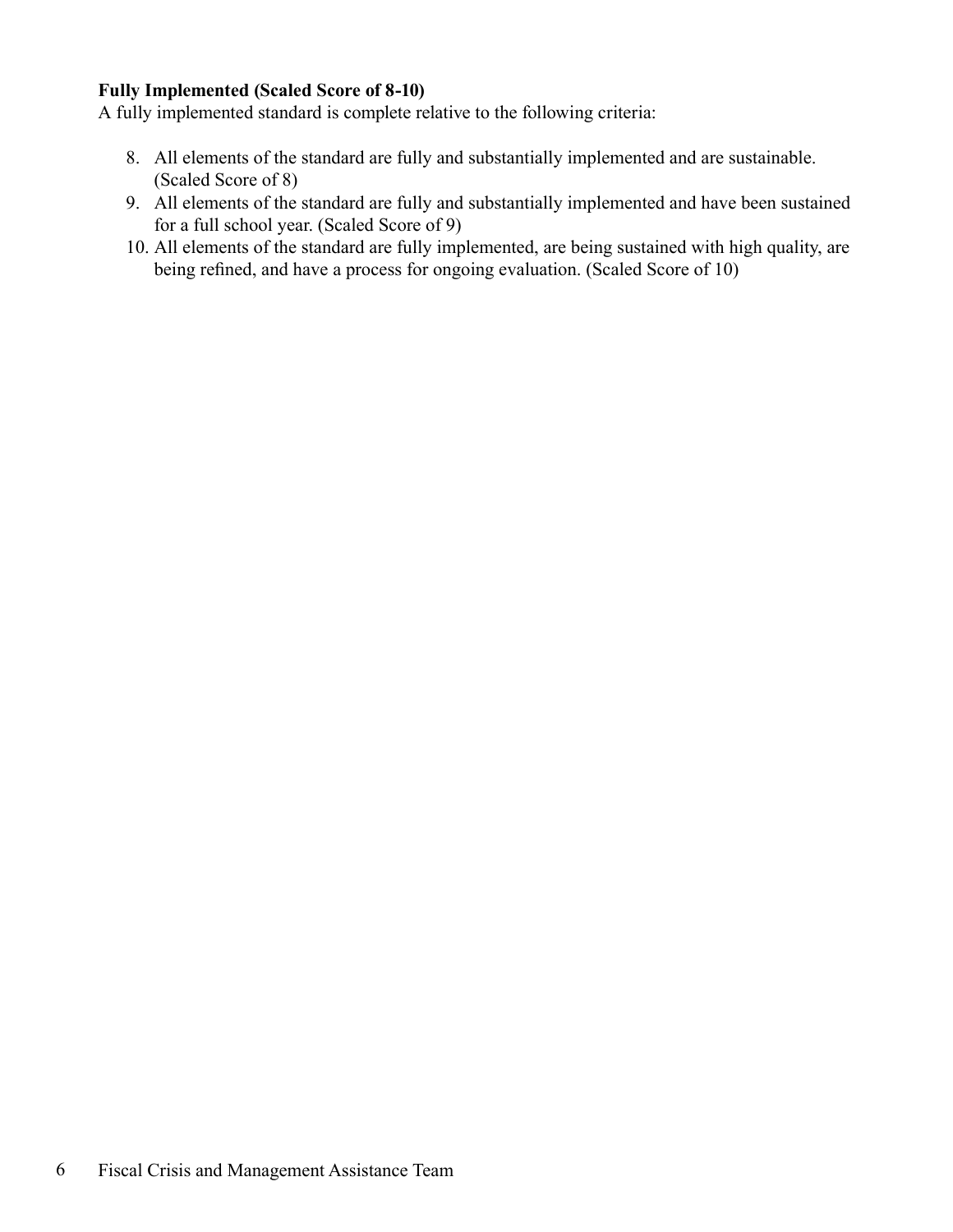**Fully Implemented (Scaled Score of 8-10)**

A fully implemented standard is complete relative to the following criteria:

8. All elements of the standard are fully and substantially implemented and are sustainable. (Scaled Score of 8)
9. All elements of the standard are fully and substantially implemented and have been sustained for a full school year. (Scaled Score of 9)
10. All elements of the standard are fully implemented, are being sustained with high quality, are being refined, and have a process for ongoing evaluation. (Scaled Score of 10)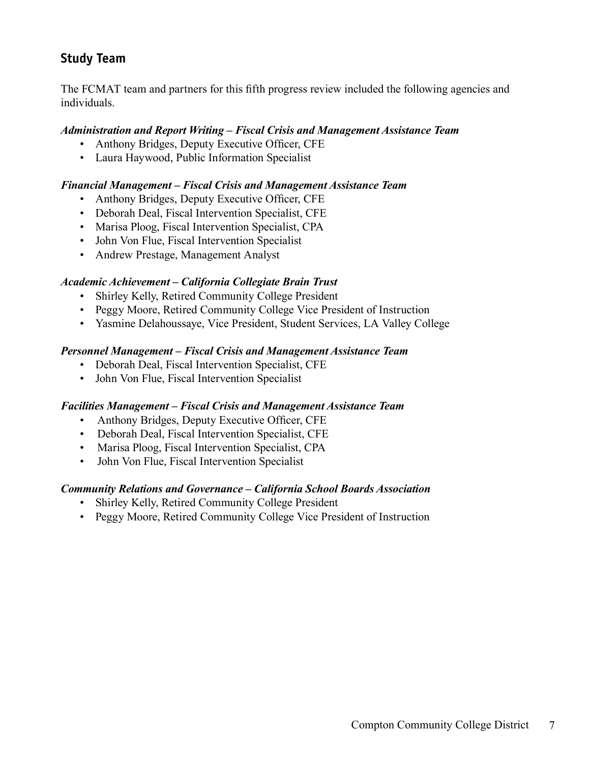## Study Team

The FCMAT team and partners for this fifth progress review included the following agencies and individuals.

***Administration and Report Writing – Fiscal Crisis and Management Assistance Team***

- Anthony Bridges, Deputy Executive Officer, CFE
- Laura Haywood, Public Information Specialist

***Financial Management – Fiscal Crisis and Management Assistance Team***

- Anthony Bridges, Deputy Executive Officer, CFE
- Deborah Deal, Fiscal Intervention Specialist, CFE
- Marisa Ploog, Fiscal Intervention Specialist, CPA
- John Von Flue, Fiscal Intervention Specialist
- Andrew Prestage, Management Analyst

***Academic Achievement – California Collegiate Brain Trust***

- Shirley Kelly, Retired Community College President
- Peggy Moore, Retired Community College Vice President of Instruction
- Yasmine Delahoussaye, Vice President, Student Services, LA Valley College

***Personnel Management – Fiscal Crisis and Management Assistance Team***

- Deborah Deal, Fiscal Intervention Specialist, CFE
- John Von Flue, Fiscal Intervention Specialist

***Facilities Management – Fiscal Crisis and Management Assistance Team***

- Anthony Bridges, Deputy Executive Officer, CFE
- Deborah Deal, Fiscal Intervention Specialist, CFE
- Marisa Ploog, Fiscal Intervention Specialist, CPA
- John Von Flue, Fiscal Intervention Specialist

***Community Relations and Governance – California School Boards Association***

- Shirley Kelly, Retired Community College President
- Peggy Moore, Retired Community College Vice President of Instruction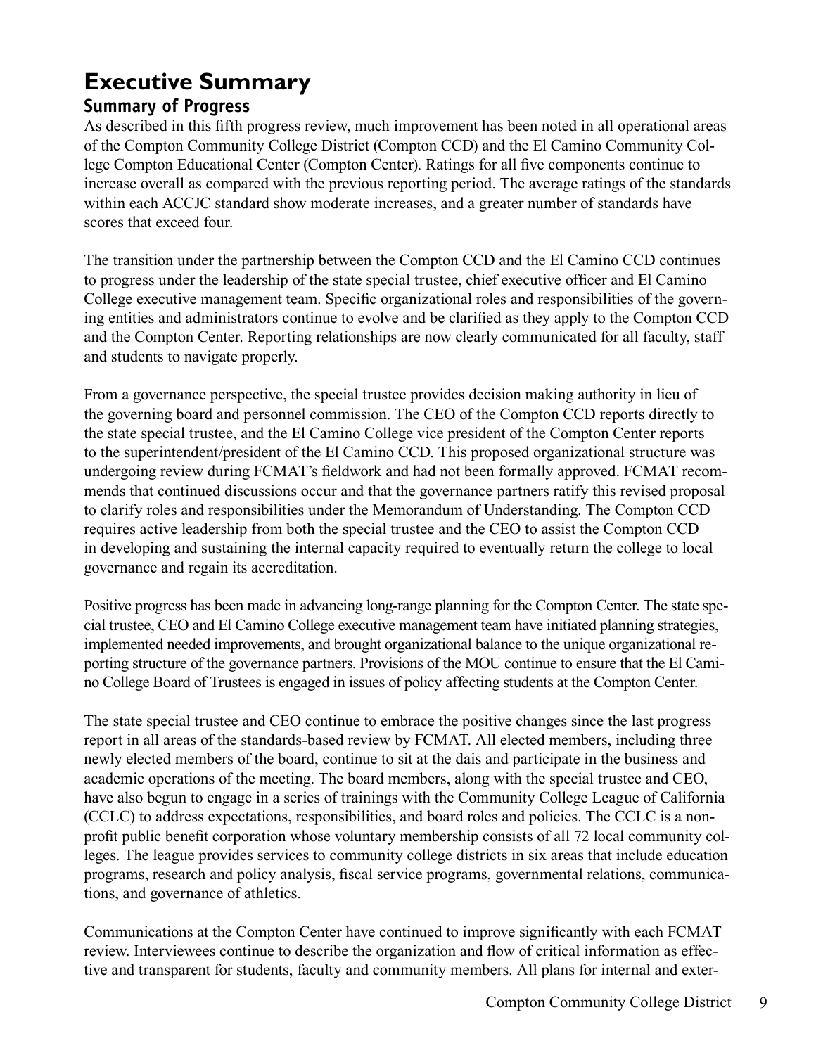# Executive Summary

## Summary of Progress

As described in this fifth progress review, much improvement has been noted in all operational areas of the Compton Community College District (Compton CCD) and the El Camino Community College Compton Educational Center (Compton Center). Ratings for all five components continue to increase overall as compared with the previous reporting period. The average ratings of the standards within each ACCJC standard show moderate increases, and a greater number of standards have scores that exceed four.

The transition under the partnership between the Compton CCD and the El Camino CCD continues to progress under the leadership of the state special trustee, chief executive officer and El Camino College executive management team. Specific organizational roles and responsibilities of the governing entities and administrators continue to evolve and be clarified as they apply to the Compton CCD and the Compton Center. Reporting relationships are now clearly communicated for all faculty, staff and students to navigate properly.

From a governance perspective, the special trustee provides decision making authority in lieu of the governing board and personnel commission. The CEO of the Compton CCD reports directly to the state special trustee, and the El Camino College vice president of the Compton Center reports to the superintendent/president of the El Camino CCD. This proposed organizational structure was undergoing review during FCMAT's fieldwork and had not been formally approved. FCMAT recommends that continued discussions occur and that the governance partners ratify this revised proposal to clarify roles and responsibilities under the Memorandum of Understanding. The Compton CCD requires active leadership from both the special trustee and the CEO to assist the Compton CCD in developing and sustaining the internal capacity required to eventually return the college to local governance and regain its accreditation.

Positive progress has been made in advancing long-range planning for the Compton Center. The state special trustee, CEO and El Camino College executive management team have initiated planning strategies, implemented needed improvements, and brought organizational balance to the unique organizational reporting structure of the governance partners. Provisions of the MOU continue to ensure that the El Camino College Board of Trustees is engaged in issues of policy affecting students at the Compton Center.

The state special trustee and CEO continue to embrace the positive changes since the last progress report in all areas of the standards-based review by FCMAT. All elected members, including three newly elected members of the board, continue to sit at the dais and participate in the business and academic operations of the meeting. The board members, along with the special trustee and CEO, have also begun to engage in a series of trainings with the Community College League of California (CCLC) to address expectations, responsibilities, and board roles and policies. The CCLC is a nonprofit public benefit corporation whose voluntary membership consists of all 72 local community colleges. The league provides services to community college districts in six areas that include education programs, research and policy analysis, fiscal service programs, governmental relations, communications, and governance of athletics.

Communications at the Compton Center have continued to improve significantly with each FCMAT review. Interviewees continue to describe the organization and flow of critical information as effective and transparent for students, faculty and community members. All plans for internal and exter-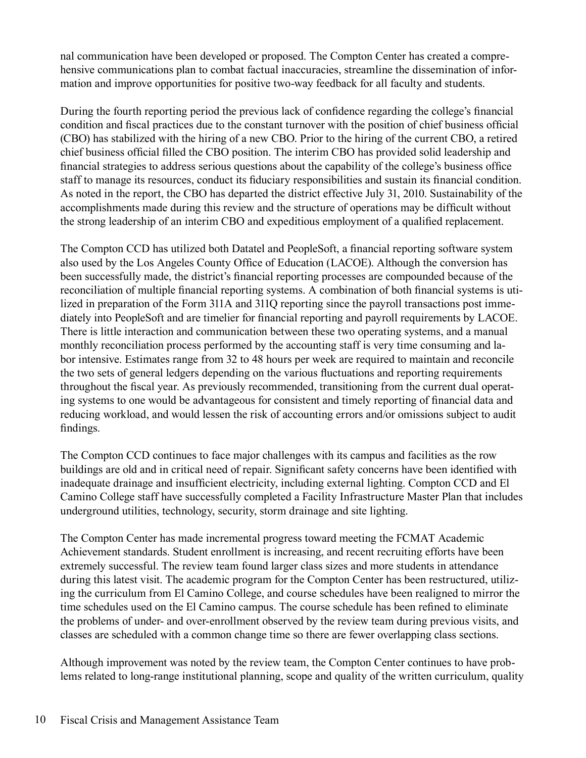nal communication have been developed or proposed. The Compton Center has created a comprehensive communications plan to combat factual inaccuracies, streamline the dissemination of information and improve opportunities for positive two-way feedback for all faculty and students.

During the fourth reporting period the previous lack of confidence regarding the college's financial condition and fiscal practices due to the constant turnover with the position of chief business official (CBO) has stabilized with the hiring of a new CBO. Prior to the hiring of the current CBO, a retired chief business official filled the CBO position. The interim CBO has provided solid leadership and financial strategies to address serious questions about the capability of the college's business office staff to manage its resources, conduct its fiduciary responsibilities and sustain its financial condition. As noted in the report, the CBO has departed the district effective July 31, 2010. Sustainability of the accomplishments made during this review and the structure of operations may be difficult without the strong leadership of an interim CBO and expeditious employment of a qualified replacement.

The Compton CCD has utilized both Datatel and PeopleSoft, a financial reporting software system also used by the Los Angeles County Office of Education (LACOE). Although the conversion has been successfully made, the district's financial reporting processes are compounded because of the reconciliation of multiple financial reporting systems. A combination of both financial systems is utilized in preparation of the Form 311A and 311Q reporting since the payroll transactions post immediately into PeopleSoft and are timelier for financial reporting and payroll requirements by LACOE. There is little interaction and communication between these two operating systems, and a manual monthly reconciliation process performed by the accounting staff is very time consuming and labor intensive. Estimates range from 32 to 48 hours per week are required to maintain and reconcile the two sets of general ledgers depending on the various fluctuations and reporting requirements throughout the fiscal year. As previously recommended, transitioning from the current dual operating systems to one would be advantageous for consistent and timely reporting of financial data and reducing workload, and would lessen the risk of accounting errors and/or omissions subject to audit findings.

The Compton CCD continues to face major challenges with its campus and facilities as the row buildings are old and in critical need of repair. Significant safety concerns have been identified with inadequate drainage and insufficient electricity, including external lighting. Compton CCD and El Camino College staff have successfully completed a Facility Infrastructure Master Plan that includes underground utilities, technology, security, storm drainage and site lighting.

The Compton Center has made incremental progress toward meeting the FCMAT Academic Achievement standards. Student enrollment is increasing, and recent recruiting efforts have been extremely successful. The review team found larger class sizes and more students in attendance during this latest visit. The academic program for the Compton Center has been restructured, utilizing the curriculum from El Camino College, and course schedules have been realigned to mirror the time schedules used on the El Camino campus. The course schedule has been refined to eliminate the problems of under- and over-enrollment observed by the review team during previous visits, and classes are scheduled with a common change time so there are fewer overlapping class sections.

Although improvement was noted by the review team, the Compton Center continues to have problems related to long-range institutional planning, scope and quality of the written curriculum, quality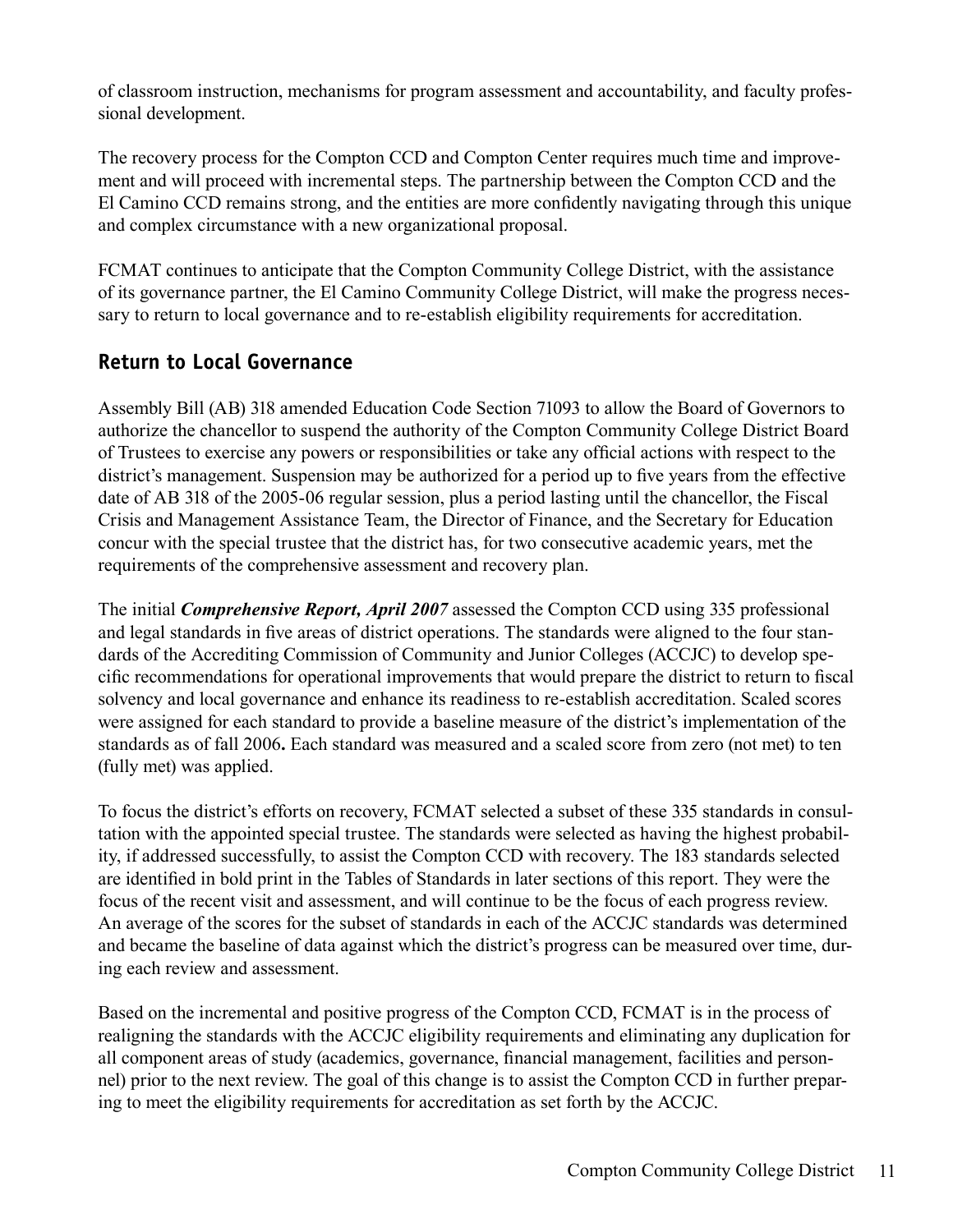of classroom instruction, mechanisms for program assessment and accountability, and faculty professional development.

The recovery process for the Compton CCD and Compton Center requires much time and improvement and will proceed with incremental steps. The partnership between the Compton CCD and the El Camino CCD remains strong, and the entities are more confidently navigating through this unique and complex circumstance with a new organizational proposal.

FCMAT continues to anticipate that the Compton Community College District, with the assistance of its governance partner, the El Camino Community College District, will make the progress necessary to return to local governance and to re-establish eligibility requirements for accreditation.

## Return to Local Governance

Assembly Bill (AB) 318 amended Education Code Section 71093 to allow the Board of Governors to authorize the chancellor to suspend the authority of the Compton Community College District Board of Trustees to exercise any powers or responsibilities or take any official actions with respect to the district's management. Suspension may be authorized for a period up to five years from the effective date of AB 318 of the 2005-06 regular session, plus a period lasting until the chancellor, the Fiscal Crisis and Management Assistance Team, the Director of Finance, and the Secretary for Education concur with the special trustee that the district has, for two consecutive academic years, met the requirements of the comprehensive assessment and recovery plan.

The initial ***Comprehensive Report, April 2007*** assessed the Compton CCD using 335 professional and legal standards in five areas of district operations. The standards were aligned to the four standards of the Accrediting Commission of Community and Junior Colleges (ACCJC) to develop specific recommendations for operational improvements that would prepare the district to return to fiscal solvency and local governance and enhance its readiness to re-establish accreditation. Scaled scores were assigned for each standard to provide a baseline measure of the district's implementation of the standards as of fall 2006**.** Each standard was measured and a scaled score from zero (not met) to ten (fully met) was applied.

To focus the district's efforts on recovery, FCMAT selected a subset of these 335 standards in consultation with the appointed special trustee. The standards were selected as having the highest probability, if addressed successfully, to assist the Compton CCD with recovery. The 183 standards selected are identified in bold print in the Tables of Standards in later sections of this report. They were the focus of the recent visit and assessment, and will continue to be the focus of each progress review. An average of the scores for the subset of standards in each of the ACCJC standards was determined and became the baseline of data against which the district's progress can be measured over time, during each review and assessment.

Based on the incremental and positive progress of the Compton CCD, FCMAT is in the process of realigning the standards with the ACCJC eligibility requirements and eliminating any duplication for all component areas of study (academics, governance, financial management, facilities and personnel) prior to the next review. The goal of this change is to assist the Compton CCD in further preparing to meet the eligibility requirements for accreditation as set forth by the ACCJC.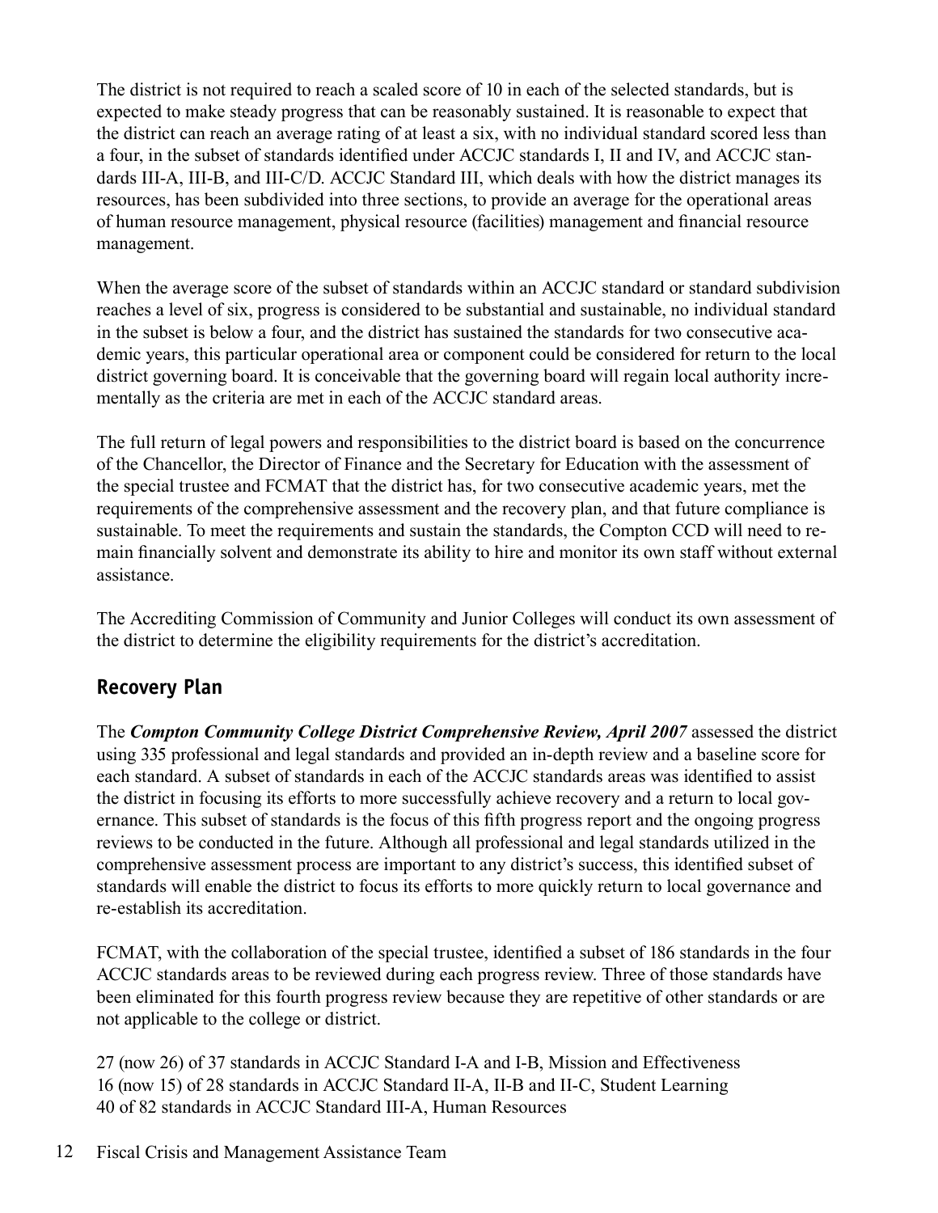The district is not required to reach a scaled score of 10 in each of the selected standards, but is expected to make steady progress that can be reasonably sustained. It is reasonable to expect that the district can reach an average rating of at least a six, with no individual standard scored less than a four, in the subset of standards identified under ACCJC standards I, II and IV, and ACCJC standards III-A, III-B, and III-C/D. ACCJC Standard III, which deals with how the district manages its resources, has been subdivided into three sections, to provide an average for the operational areas of human resource management, physical resource (facilities) management and financial resource management.

When the average score of the subset of standards within an ACCJC standard or standard subdivision reaches a level of six, progress is considered to be substantial and sustainable, no individual standard in the subset is below a four, and the district has sustained the standards for two consecutive academic years, this particular operational area or component could be considered for return to the local district governing board. It is conceivable that the governing board will regain local authority incrementally as the criteria are met in each of the ACCJC standard areas.

The full return of legal powers and responsibilities to the district board is based on the concurrence of the Chancellor, the Director of Finance and the Secretary for Education with the assessment of the special trustee and FCMAT that the district has, for two consecutive academic years, met the requirements of the comprehensive assessment and the recovery plan, and that future compliance is sustainable. To meet the requirements and sustain the standards, the Compton CCD will need to remain financially solvent and demonstrate its ability to hire and monitor its own staff without external assistance.

The Accrediting Commission of Community and Junior Colleges will conduct its own assessment of the district to determine the eligibility requirements for the district's accreditation.

## Recovery Plan

The ***Compton Community College District Comprehensive Review, April 2007*** assessed the district using 335 professional and legal standards and provided an in-depth review and a baseline score for each standard. A subset of standards in each of the ACCJC standards areas was identified to assist the district in focusing its efforts to more successfully achieve recovery and a return to local governance. This subset of standards is the focus of this fifth progress report and the ongoing progress reviews to be conducted in the future. Although all professional and legal standards utilized in the comprehensive assessment process are important to any district's success, this identified subset of standards will enable the district to focus its efforts to more quickly return to local governance and re-establish its accreditation.

FCMAT, with the collaboration of the special trustee, identified a subset of 186 standards in the four ACCJC standards areas to be reviewed during each progress review. Three of those standards have been eliminated for this fourth progress review because they are repetitive of other standards or are not applicable to the college or district.

27 (now 26) of 37 standards in ACCJC Standard I-A and I-B, Mission and Effectiveness
16 (now 15) of 28 standards in ACCJC Standard II-A, II-B and II-C, Student Learning
40 of 82 standards in ACCJC Standard III-A, Human Resources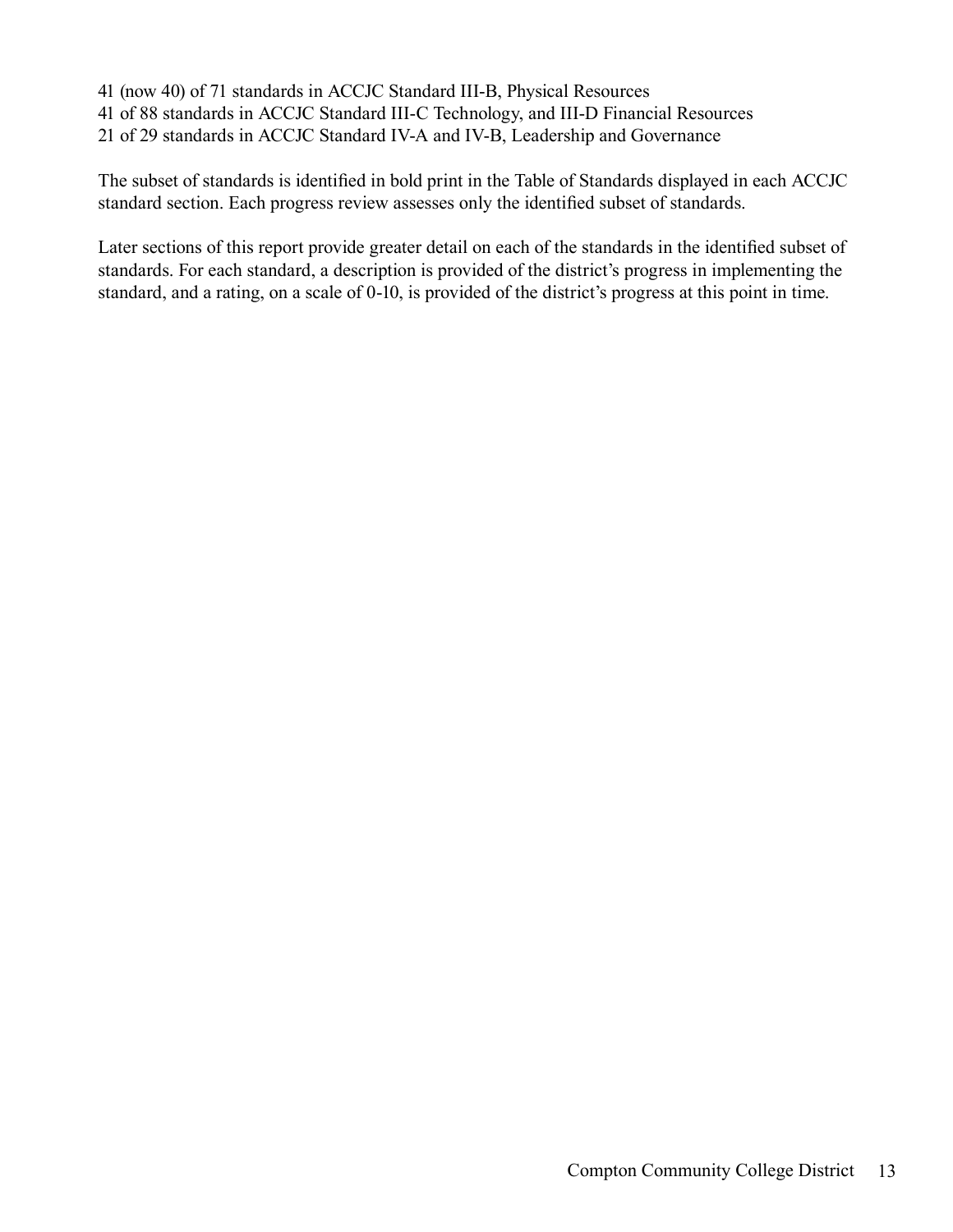41 (now 40) of 71 standards in ACCJC Standard III-B, Physical Resources
41 of 88 standards in ACCJC Standard III-C Technology, and III-D Financial Resources
21 of 29 standards in ACCJC Standard IV-A and IV-B, Leadership and Governance

The subset of standards is identified in bold print in the Table of Standards displayed in each ACCJC standard section. Each progress review assesses only the identified subset of standards.

Later sections of this report provide greater detail on each of the standards in the identified subset of standards. For each standard, a description is provided of the district's progress in implementing the standard, and a rating, on a scale of 0-10, is provided of the district's progress at this point in time.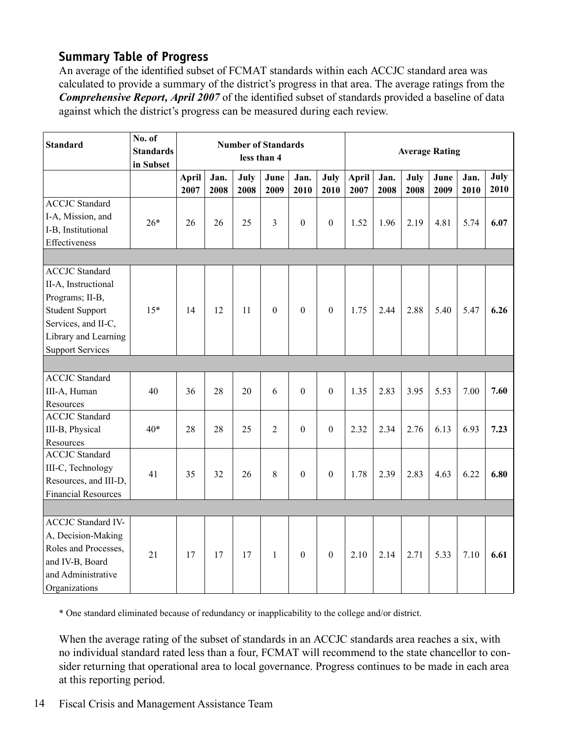## Summary Table of Progress

An average of the identified subset of FCMAT standards within each ACCJC standard area was calculated to provide a summary of the district's progress in that area. The average ratings from the ***Comprehensive Report, April 2007*** of the identified subset of standards provided a baseline of data against which the district's progress can be measured during each review.

| Standard | No. of Standards in Subset | Number of Standards less than 4 | | | | | | Average Rating | | | | | |
|---|---|---|---|---|---|---|---|---|---|---|---|---|---|
| | | April 2007 | Jan. 2008 | July 2008 | June 2009 | Jan. 2010 | July 2010 | April 2007 | Jan. 2008 | July 2008 | June 2009 | Jan. 2010 | July 2010 |
| ACCJC Standard I-A, Mission, and I-B, Institutional Effectiveness | 26* | 26 | 26 | 25 | 3 | 0 | 0 | 1.52 | 1.96 | 2.19 | 4.81 | 5.74 | **6.07** |
| ACCJC Standard II-A, Instructional Programs; II-B, Student Support Services, and II-C, Library and Learning Support Services | 15* | 14 | 12 | 11 | 0 | 0 | 0 | 1.75 | 2.44 | 2.88 | 5.40 | 5.47 | **6.26** |
| ACCJC Standard III-A, Human Resources | 40 | 36 | 28 | 20 | 6 | 0 | 0 | 1.35 | 2.83 | 3.95 | 5.53 | 7.00 | **7.60** |
| ACCJC Standard III-B, Physical Resources | 40* | 28 | 28 | 25 | 2 | 0 | 0 | 2.32 | 2.34 | 2.76 | 6.13 | 6.93 | **7.23** |
| ACCJC Standard III-C, Technology Resources, and III-D, Financial Resources | 41 | 35 | 32 | 26 | 8 | 0 | 0 | 1.78 | 2.39 | 2.83 | 4.63 | 6.22 | **6.80** |
| ACCJC Standard IV-A, Decision-Making Roles and Processes, and IV-B, Board and Administrative Organizations | 21 | 17 | 17 | 17 | 1 | 0 | 0 | 2.10 | 2.14 | 2.71 | 5.33 | 7.10 | **6.61** |

\* One standard eliminated because of redundancy or inapplicability to the college and/or district.

When the average rating of the subset of standards in an ACCJC standards area reaches a six, with no individual standard rated less than a four, FCMAT will recommend to the state chancellor to consider returning that operational area to local governance. Progress continues to be made in each area at this reporting period.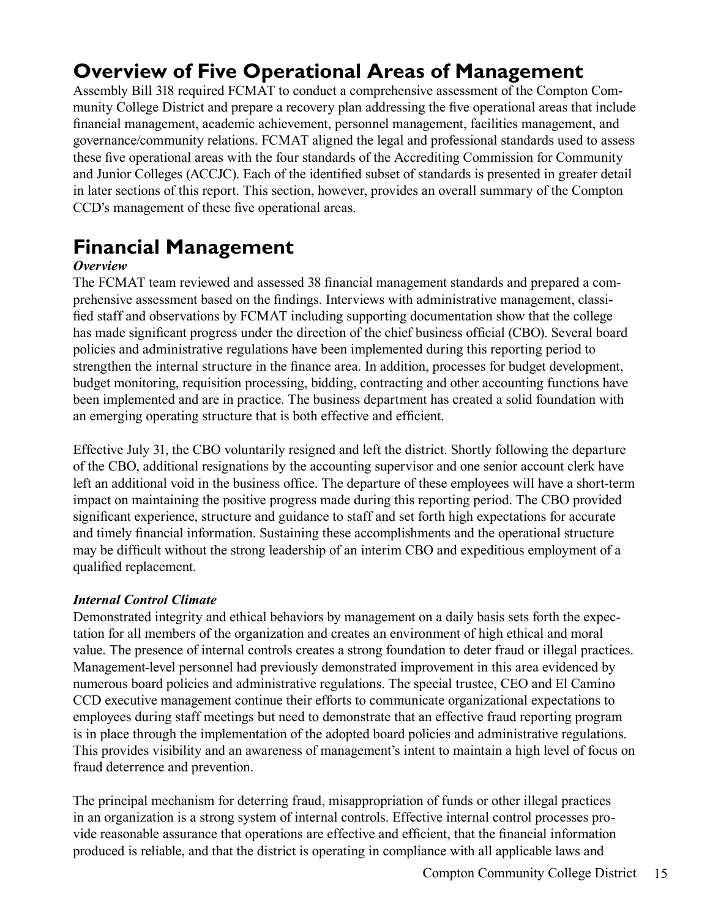# Overview of Five Operational Areas of Management

Assembly Bill 318 required FCMAT to conduct a comprehensive assessment of the Compton Community College District and prepare a recovery plan addressing the five operational areas that include financial management, academic achievement, personnel management, facilities management, and governance/community relations. FCMAT aligned the legal and professional standards used to assess these five operational areas with the four standards of the Accrediting Commission for Community and Junior Colleges (ACCJC). Each of the identified subset of standards is presented in greater detail in later sections of this report. This section, however, provides an overall summary of the Compton CCD's management of these five operational areas.

# Financial Management

***Overview***

The FCMAT team reviewed and assessed 38 financial management standards and prepared a comprehensive assessment based on the findings. Interviews with administrative management, classified staff and observations by FCMAT including supporting documentation show that the college has made significant progress under the direction of the chief business official (CBO). Several board policies and administrative regulations have been implemented during this reporting period to strengthen the internal structure in the finance area. In addition, processes for budget development, budget monitoring, requisition processing, bidding, contracting and other accounting functions have been implemented and are in practice. The business department has created a solid foundation with an emerging operating structure that is both effective and efficient.

Effective July 31, the CBO voluntarily resigned and left the district. Shortly following the departure of the CBO, additional resignations by the accounting supervisor and one senior account clerk have left an additional void in the business office. The departure of these employees will have a short-term impact on maintaining the positive progress made during this reporting period. The CBO provided significant experience, structure and guidance to staff and set forth high expectations for accurate and timely financial information. Sustaining these accomplishments and the operational structure may be difficult without the strong leadership of an interim CBO and expeditious employment of a qualified replacement.

***Internal Control Climate***

Demonstrated integrity and ethical behaviors by management on a daily basis sets forth the expectation for all members of the organization and creates an environment of high ethical and moral value. The presence of internal controls creates a strong foundation to deter fraud or illegal practices. Management-level personnel had previously demonstrated improvement in this area evidenced by numerous board policies and administrative regulations. The special trustee, CEO and El Camino CCD executive management continue their efforts to communicate organizational expectations to employees during staff meetings but need to demonstrate that an effective fraud reporting program is in place through the implementation of the adopted board policies and administrative regulations. This provides visibility and an awareness of management's intent to maintain a high level of focus on fraud deterrence and prevention.

The principal mechanism for deterring fraud, misappropriation of funds or other illegal practices in an organization is a strong system of internal controls. Effective internal control processes provide reasonable assurance that operations are effective and efficient, that the financial information produced is reliable, and that the district is operating in compliance with all applicable laws and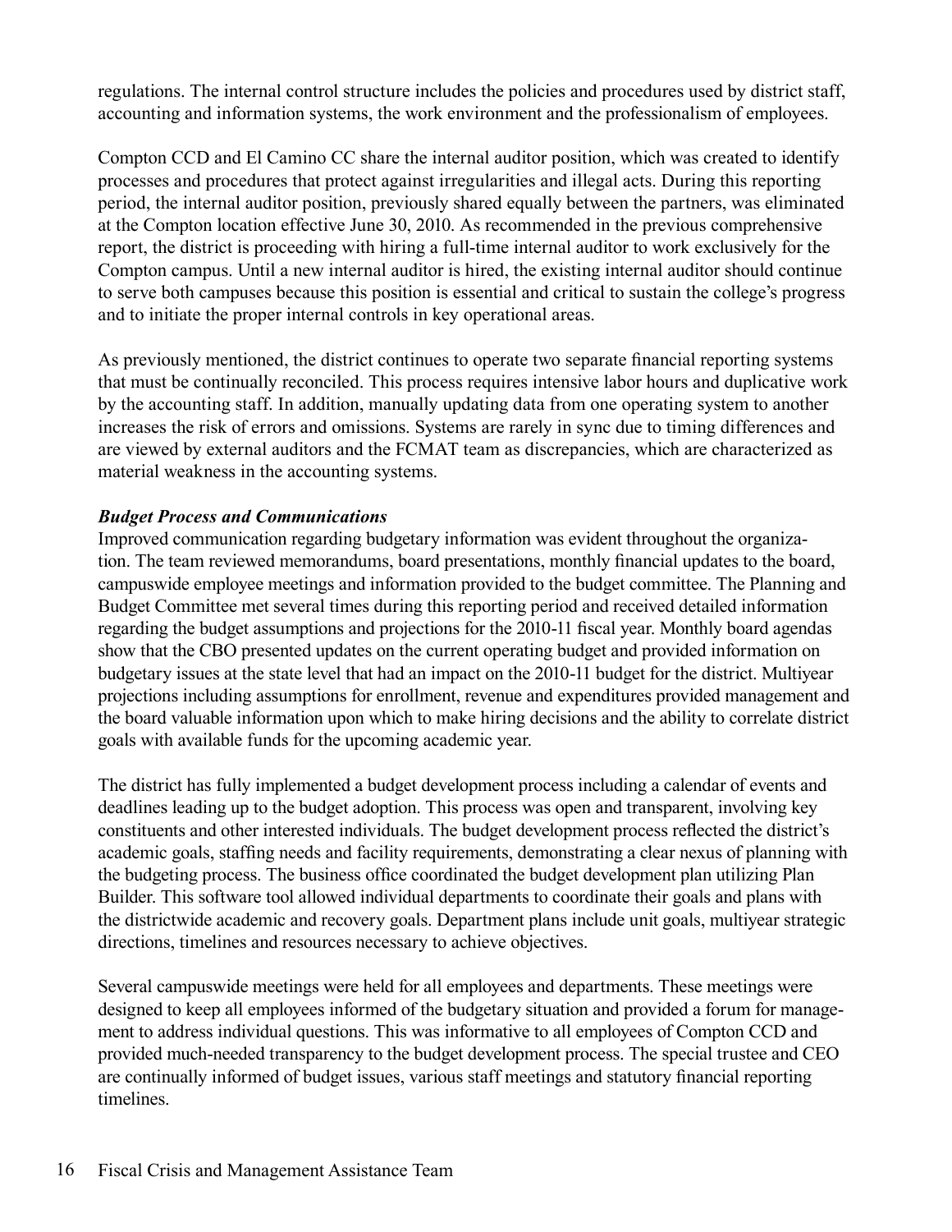regulations. The internal control structure includes the policies and procedures used by district staff, accounting and information systems, the work environment and the professionalism of employees.

Compton CCD and El Camino CC share the internal auditor position, which was created to identify processes and procedures that protect against irregularities and illegal acts. During this reporting period, the internal auditor position, previously shared equally between the partners, was eliminated at the Compton location effective June 30, 2010. As recommended in the previous comprehensive report, the district is proceeding with hiring a full-time internal auditor to work exclusively for the Compton campus. Until a new internal auditor is hired, the existing internal auditor should continue to serve both campuses because this position is essential and critical to sustain the college's progress and to initiate the proper internal controls in key operational areas.

As previously mentioned, the district continues to operate two separate financial reporting systems that must be continually reconciled. This process requires intensive labor hours and duplicative work by the accounting staff. In addition, manually updating data from one operating system to another increases the risk of errors and omissions. Systems are rarely in sync due to timing differences and are viewed by external auditors and the FCMAT team as discrepancies, which are characterized as material weakness in the accounting systems.

***Budget Process and Communications***

Improved communication regarding budgetary information was evident throughout the organization. The team reviewed memorandums, board presentations, monthly financial updates to the board, campuswide employee meetings and information provided to the budget committee. The Planning and Budget Committee met several times during this reporting period and received detailed information regarding the budget assumptions and projections for the 2010-11 fiscal year. Monthly board agendas show that the CBO presented updates on the current operating budget and provided information on budgetary issues at the state level that had an impact on the 2010-11 budget for the district. Multiyear projections including assumptions for enrollment, revenue and expenditures provided management and the board valuable information upon which to make hiring decisions and the ability to correlate district goals with available funds for the upcoming academic year.

The district has fully implemented a budget development process including a calendar of events and deadlines leading up to the budget adoption. This process was open and transparent, involving key constituents and other interested individuals. The budget development process reflected the district's academic goals, staffing needs and facility requirements, demonstrating a clear nexus of planning with the budgeting process. The business office coordinated the budget development plan utilizing Plan Builder. This software tool allowed individual departments to coordinate their goals and plans with the districtwide academic and recovery goals. Department plans include unit goals, multiyear strategic directions, timelines and resources necessary to achieve objectives.

Several campuswide meetings were held for all employees and departments. These meetings were designed to keep all employees informed of the budgetary situation and provided a forum for management to address individual questions. This was informative to all employees of Compton CCD and provided much-needed transparency to the budget development process. The special trustee and CEO are continually informed of budget issues, various staff meetings and statutory financial reporting timelines.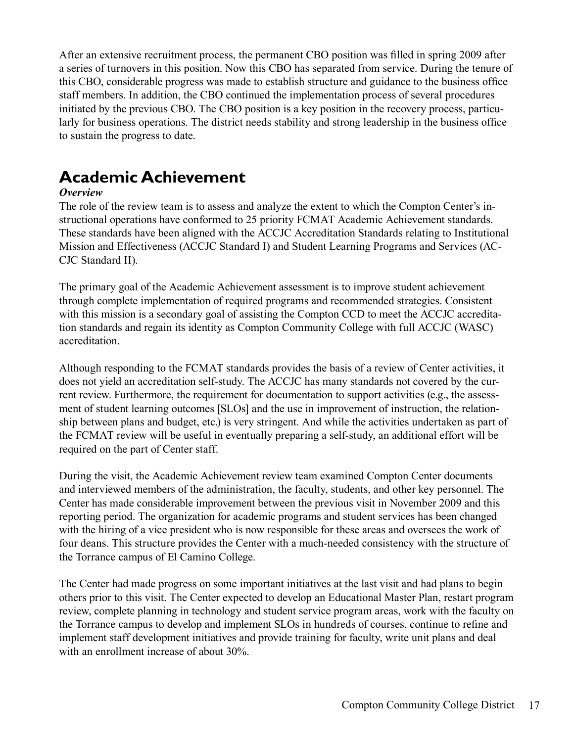After an extensive recruitment process, the permanent CBO position was filled in spring 2009 after a series of turnovers in this position. Now this CBO has separated from service. During the tenure of this CBO, considerable progress was made to establish structure and guidance to the business office staff members. In addition, the CBO continued the implementation process of several procedures initiated by the previous CBO. The CBO position is a key position in the recovery process, particularly for business operations. The district needs stability and strong leadership in the business office to sustain the progress to date.

# Academic Achievement

***Overview***

The role of the review team is to assess and analyze the extent to which the Compton Center's instructional operations have conformed to 25 priority FCMAT Academic Achievement standards. These standards have been aligned with the ACCJC Accreditation Standards relating to Institutional Mission and Effectiveness (ACCJC Standard I) and Student Learning Programs and Services (ACCJC Standard II).

The primary goal of the Academic Achievement assessment is to improve student achievement through complete implementation of required programs and recommended strategies. Consistent with this mission is a secondary goal of assisting the Compton CCD to meet the ACCJC accreditation standards and regain its identity as Compton Community College with full ACCJC (WASC) accreditation.

Although responding to the FCMAT standards provides the basis of a review of Center activities, it does not yield an accreditation self-study. The ACCJC has many standards not covered by the current review. Furthermore, the requirement for documentation to support activities (e.g., the assessment of student learning outcomes [SLOs] and the use in improvement of instruction, the relationship between plans and budget, etc.) is very stringent. And while the activities undertaken as part of the FCMAT review will be useful in eventually preparing a self-study, an additional effort will be required on the part of Center staff.

During the visit, the Academic Achievement review team examined Compton Center documents and interviewed members of the administration, the faculty, students, and other key personnel. The Center has made considerable improvement between the previous visit in November 2009 and this reporting period. The organization for academic programs and student services has been changed with the hiring of a vice president who is now responsible for these areas and oversees the work of four deans. This structure provides the Center with a much-needed consistency with the structure of the Torrance campus of El Camino College.

The Center had made progress on some important initiatives at the last visit and had plans to begin others prior to this visit. The Center expected to develop an Educational Master Plan, restart program review, complete planning in technology and student service program areas, work with the faculty on the Torrance campus to develop and implement SLOs in hundreds of courses, continue to refine and implement staff development initiatives and provide training for faculty, write unit plans and deal with an enrollment increase of about 30%.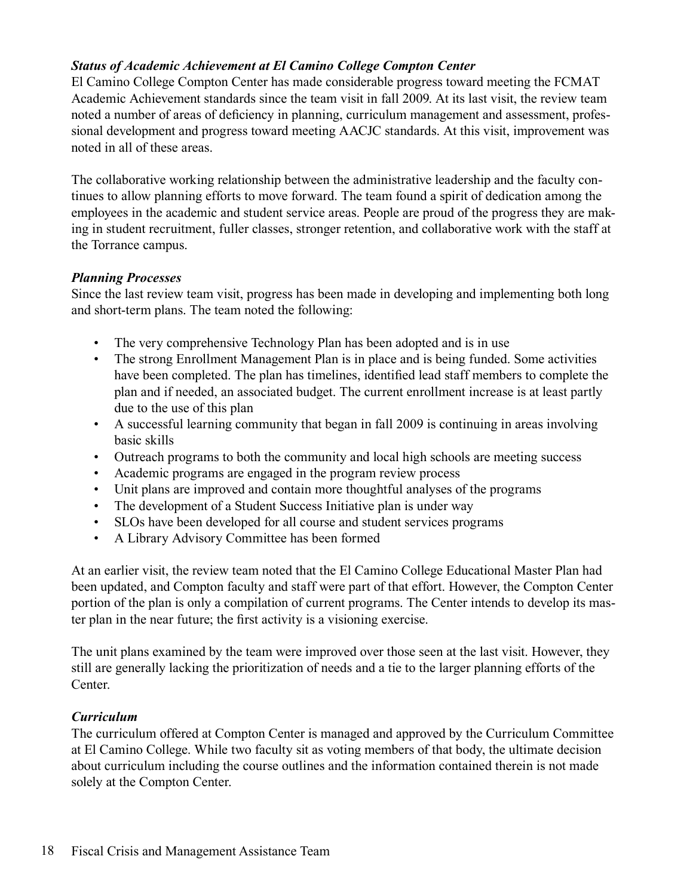### *Status of Academic Achievement at El Camino College Compton Center*

El Camino College Compton Center has made considerable progress toward meeting the FCMAT Academic Achievement standards since the team visit in fall 2009. At its last visit, the review team noted a number of areas of deficiency in planning, curriculum management and assessment, professional development and progress toward meeting AACJC standards. At this visit, improvement was noted in all of these areas.

The collaborative working relationship between the administrative leadership and the faculty continues to allow planning efforts to move forward. The team found a spirit of dedication among the employees in the academic and student service areas. People are proud of the progress they are making in student recruitment, fuller classes, stronger retention, and collaborative work with the staff at the Torrance campus.

### *Planning Processes*

Since the last review team visit, progress has been made in developing and implementing both long and short-term plans. The team noted the following:

- The very comprehensive Technology Plan has been adopted and is in use
- The strong Enrollment Management Plan is in place and is being funded. Some activities have been completed. The plan has timelines, identified lead staff members to complete the plan and if needed, an associated budget. The current enrollment increase is at least partly due to the use of this plan
- A successful learning community that began in fall 2009 is continuing in areas involving basic skills
- Outreach programs to both the community and local high schools are meeting success
- Academic programs are engaged in the program review process
- Unit plans are improved and contain more thoughtful analyses of the programs
- The development of a Student Success Initiative plan is under way
- SLOs have been developed for all course and student services programs
- A Library Advisory Committee has been formed

At an earlier visit, the review team noted that the El Camino College Educational Master Plan had been updated, and Compton faculty and staff were part of that effort. However, the Compton Center portion of the plan is only a compilation of current programs. The Center intends to develop its master plan in the near future; the first activity is a visioning exercise.

The unit plans examined by the team were improved over those seen at the last visit. However, they still are generally lacking the prioritization of needs and a tie to the larger planning efforts of the Center.

### *Curriculum*

The curriculum offered at Compton Center is managed and approved by the Curriculum Committee at El Camino College. While two faculty sit as voting members of that body, the ultimate decision about curriculum including the course outlines and the information contained therein is not made solely at the Compton Center.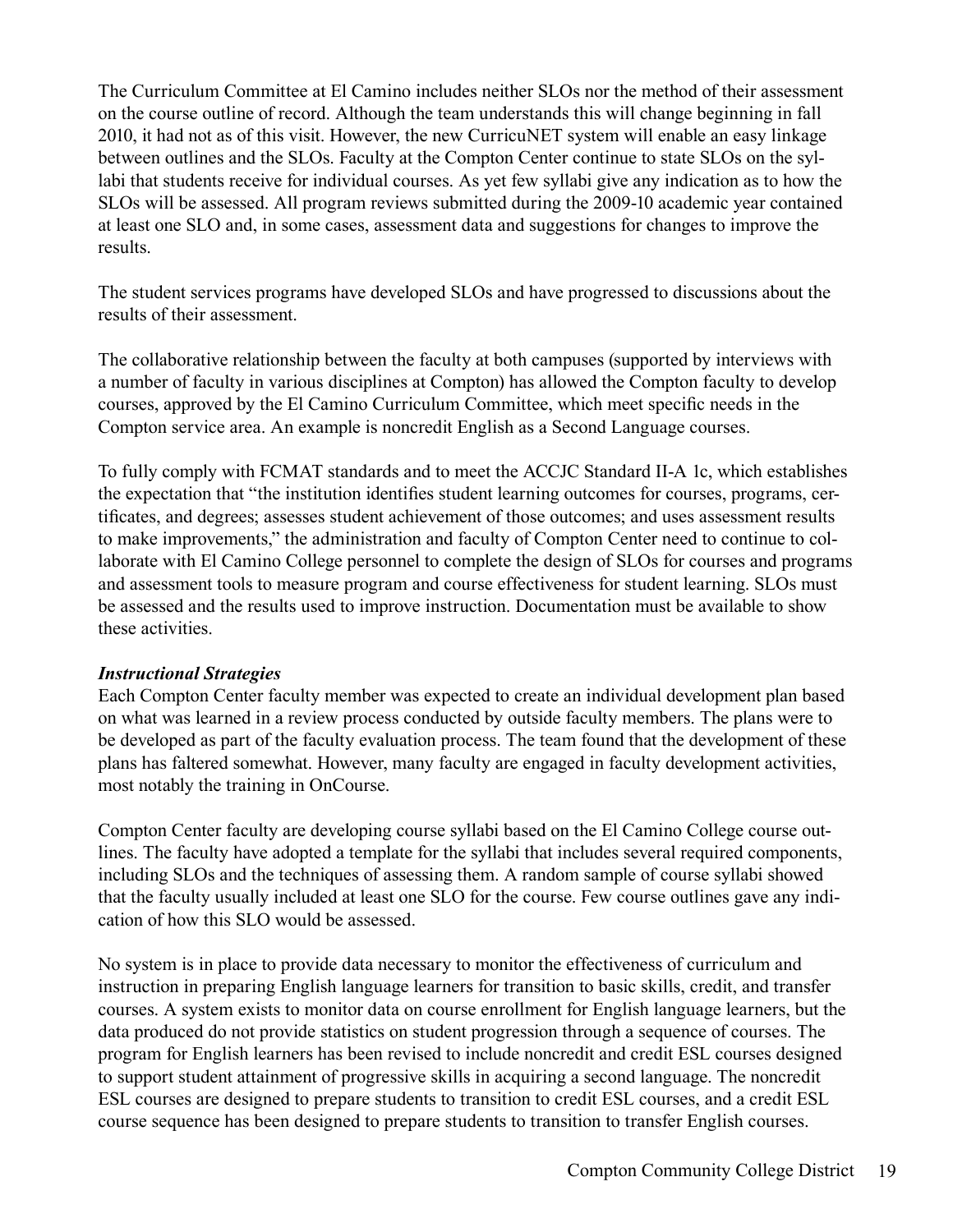The Curriculum Committee at El Camino includes neither SLOs nor the method of their assessment on the course outline of record. Although the team understands this will change beginning in fall 2010, it had not as of this visit. However, the new CurricuNET system will enable an easy linkage between outlines and the SLOs. Faculty at the Compton Center continue to state SLOs on the syllabi that students receive for individual courses. As yet few syllabi give any indication as to how the SLOs will be assessed. All program reviews submitted during the 2009-10 academic year contained at least one SLO and, in some cases, assessment data and suggestions for changes to improve the results.

The student services programs have developed SLOs and have progressed to discussions about the results of their assessment.

The collaborative relationship between the faculty at both campuses (supported by interviews with a number of faculty in various disciplines at Compton) has allowed the Compton faculty to develop courses, approved by the El Camino Curriculum Committee, which meet specific needs in the Compton service area. An example is noncredit English as a Second Language courses.

To fully comply with FCMAT standards and to meet the ACCJC Standard II-A 1c, which establishes the expectation that "the institution identifies student learning outcomes for courses, programs, certificates, and degrees; assesses student achievement of those outcomes; and uses assessment results to make improvements," the administration and faculty of Compton Center need to continue to collaborate with El Camino College personnel to complete the design of SLOs for courses and programs and assessment tools to measure program and course effectiveness for student learning. SLOs must be assessed and the results used to improve instruction. Documentation must be available to show these activities.

***Instructional Strategies***

Each Compton Center faculty member was expected to create an individual development plan based on what was learned in a review process conducted by outside faculty members. The plans were to be developed as part of the faculty evaluation process. The team found that the development of these plans has faltered somewhat. However, many faculty are engaged in faculty development activities, most notably the training in OnCourse.

Compton Center faculty are developing course syllabi based on the El Camino College course outlines. The faculty have adopted a template for the syllabi that includes several required components, including SLOs and the techniques of assessing them. A random sample of course syllabi showed that the faculty usually included at least one SLO for the course. Few course outlines gave any indication of how this SLO would be assessed.

No system is in place to provide data necessary to monitor the effectiveness of curriculum and instruction in preparing English language learners for transition to basic skills, credit, and transfer courses. A system exists to monitor data on course enrollment for English language learners, but the data produced do not provide statistics on student progression through a sequence of courses. The program for English learners has been revised to include noncredit and credit ESL courses designed to support student attainment of progressive skills in acquiring a second language. The noncredit ESL courses are designed to prepare students to transition to credit ESL courses, and a credit ESL course sequence has been designed to prepare students to transition to transfer English courses.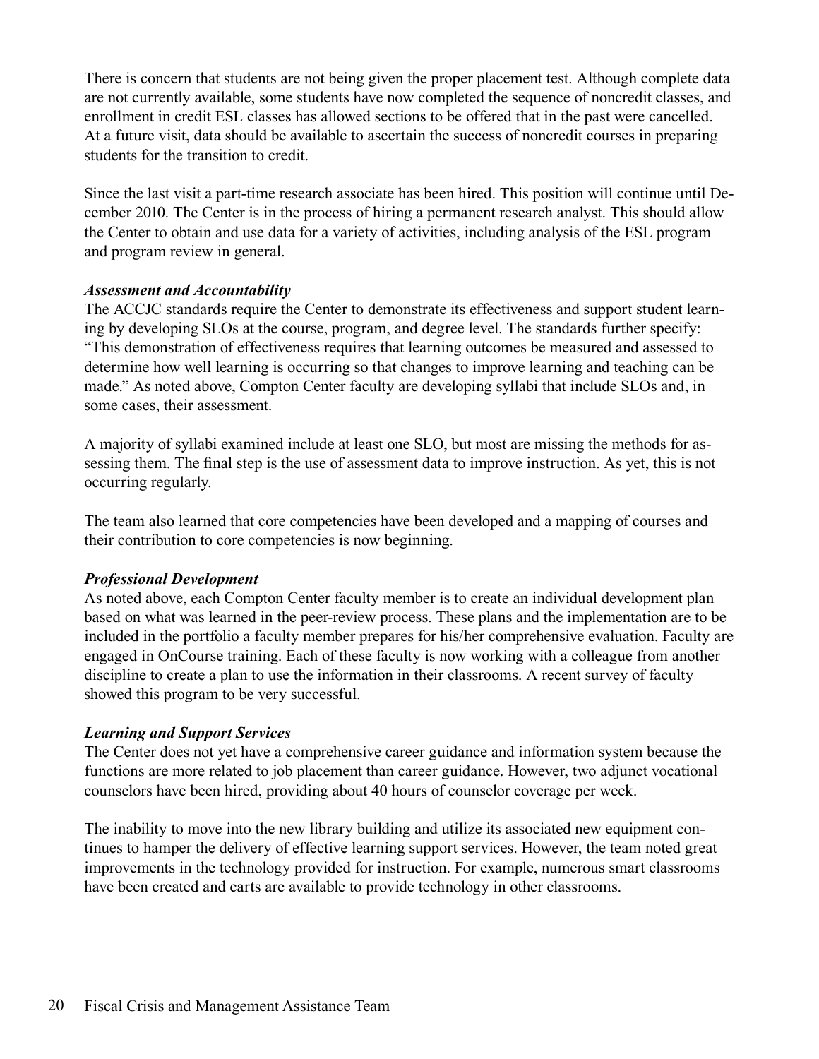There is concern that students are not being given the proper placement test. Although complete data are not currently available, some students have now completed the sequence of noncredit classes, and enrollment in credit ESL classes has allowed sections to be offered that in the past were cancelled. At a future visit, data should be available to ascertain the success of noncredit courses in preparing students for the transition to credit.

Since the last visit a part-time research associate has been hired. This position will continue until December 2010. The Center is in the process of hiring a permanent research analyst. This should allow the Center to obtain and use data for a variety of activities, including analysis of the ESL program and program review in general.

***Assessment and Accountability***

The ACCJC standards require the Center to demonstrate its effectiveness and support student learning by developing SLOs at the course, program, and degree level. The standards further specify: "This demonstration of effectiveness requires that learning outcomes be measured and assessed to determine how well learning is occurring so that changes to improve learning and teaching can be made." As noted above, Compton Center faculty are developing syllabi that include SLOs and, in some cases, their assessment.

A majority of syllabi examined include at least one SLO, but most are missing the methods for assessing them. The final step is the use of assessment data to improve instruction. As yet, this is not occurring regularly.

The team also learned that core competencies have been developed and a mapping of courses and their contribution to core competencies is now beginning.

***Professional Development***

As noted above, each Compton Center faculty member is to create an individual development plan based on what was learned in the peer-review process. These plans and the implementation are to be included in the portfolio a faculty member prepares for his/her comprehensive evaluation. Faculty are engaged in OnCourse training. Each of these faculty is now working with a colleague from another discipline to create a plan to use the information in their classrooms. A recent survey of faculty showed this program to be very successful.

***Learning and Support Services***

The Center does not yet have a comprehensive career guidance and information system because the functions are more related to job placement than career guidance. However, two adjunct vocational counselors have been hired, providing about 40 hours of counselor coverage per week.

The inability to move into the new library building and utilize its associated new equipment continues to hamper the delivery of effective learning support services. However, the team noted great improvements in the technology provided for instruction. For example, numerous smart classrooms have been created and carts are available to provide technology in other classrooms.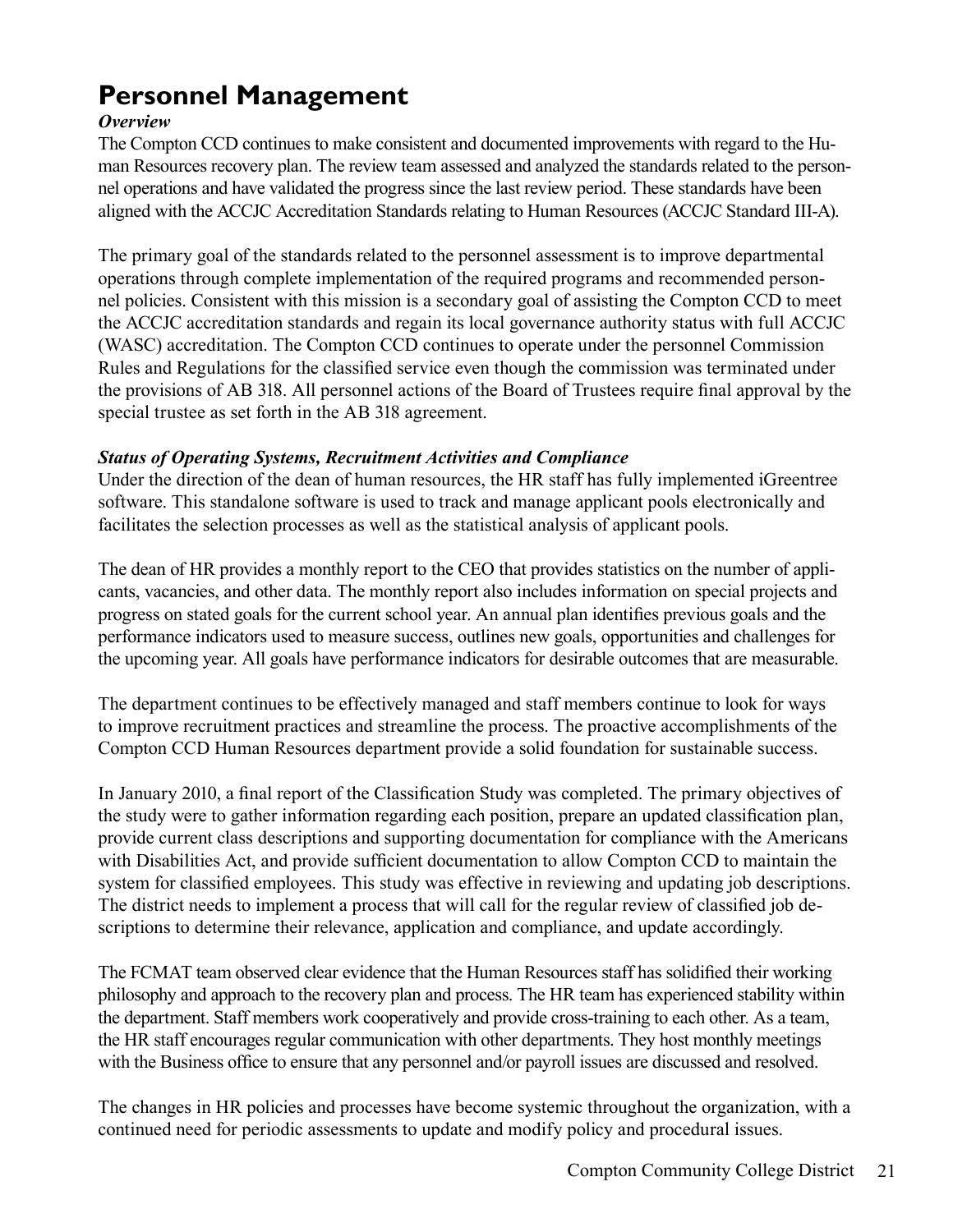# Personnel Management

## *Overview*

The Compton CCD continues to make consistent and documented improvements with regard to the Human Resources recovery plan. The review team assessed and analyzed the standards related to the personnel operations and have validated the progress since the last review period. These standards have been aligned with the ACCJC Accreditation Standards relating to Human Resources (ACCJC Standard III-A).

The primary goal of the standards related to the personnel assessment is to improve departmental operations through complete implementation of the required programs and recommended personnel policies. Consistent with this mission is a secondary goal of assisting the Compton CCD to meet the ACCJC accreditation standards and regain its local governance authority status with full ACCJC (WASC) accreditation. The Compton CCD continues to operate under the personnel Commission Rules and Regulations for the classified service even though the commission was terminated under the provisions of AB 318. All personnel actions of the Board of Trustees require final approval by the special trustee as set forth in the AB 318 agreement.

## *Status of Operating Systems, Recruitment Activities and Compliance*

Under the direction of the dean of human resources, the HR staff has fully implemented iGreentree software. This standalone software is used to track and manage applicant pools electronically and facilitates the selection processes as well as the statistical analysis of applicant pools.

The dean of HR provides a monthly report to the CEO that provides statistics on the number of applicants, vacancies, and other data. The monthly report also includes information on special projects and progress on stated goals for the current school year. An annual plan identifies previous goals and the performance indicators used to measure success, outlines new goals, opportunities and challenges for the upcoming year. All goals have performance indicators for desirable outcomes that are measurable.

The department continues to be effectively managed and staff members continue to look for ways to improve recruitment practices and streamline the process. The proactive accomplishments of the Compton CCD Human Resources department provide a solid foundation for sustainable success.

In January 2010, a final report of the Classification Study was completed. The primary objectives of the study were to gather information regarding each position, prepare an updated classification plan, provide current class descriptions and supporting documentation for compliance with the Americans with Disabilities Act, and provide sufficient documentation to allow Compton CCD to maintain the system for classified employees. This study was effective in reviewing and updating job descriptions. The district needs to implement a process that will call for the regular review of classified job descriptions to determine their relevance, application and compliance, and update accordingly.

The FCMAT team observed clear evidence that the Human Resources staff has solidified their working philosophy and approach to the recovery plan and process. The HR team has experienced stability within the department. Staff members work cooperatively and provide cross-training to each other. As a team, the HR staff encourages regular communication with other departments. They host monthly meetings with the Business office to ensure that any personnel and/or payroll issues are discussed and resolved.

The changes in HR policies and processes have become systemic throughout the organization, with a continued need for periodic assessments to update and modify policy and procedural issues.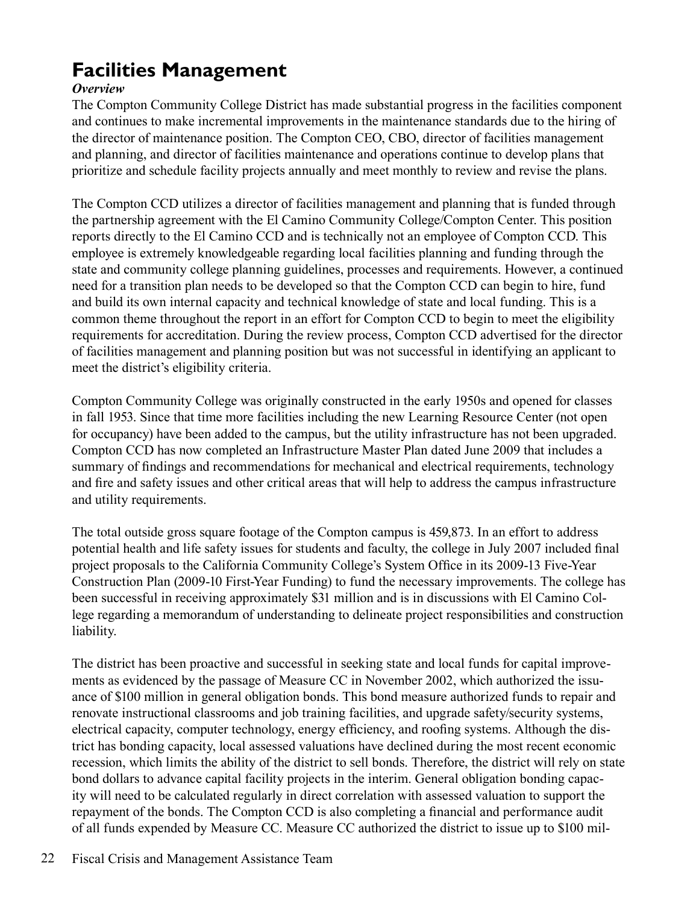# Facilities Management

***Overview***

The Compton Community College District has made substantial progress in the facilities component and continues to make incremental improvements in the maintenance standards due to the hiring of the director of maintenance position. The Compton CEO, CBO, director of facilities management and planning, and director of facilities maintenance and operations continue to develop plans that prioritize and schedule facility projects annually and meet monthly to review and revise the plans.

The Compton CCD utilizes a director of facilities management and planning that is funded through the partnership agreement with the El Camino Community College/Compton Center. This position reports directly to the El Camino CCD and is technically not an employee of Compton CCD. This employee is extremely knowledgeable regarding local facilities planning and funding through the state and community college planning guidelines, processes and requirements. However, a continued need for a transition plan needs to be developed so that the Compton CCD can begin to hire, fund and build its own internal capacity and technical knowledge of state and local funding. This is a common theme throughout the report in an effort for Compton CCD to begin to meet the eligibility requirements for accreditation. During the review process, Compton CCD advertised for the director of facilities management and planning position but was not successful in identifying an applicant to meet the district's eligibility criteria.

Compton Community College was originally constructed in the early 1950s and opened for classes in fall 1953. Since that time more facilities including the new Learning Resource Center (not open for occupancy) have been added to the campus, but the utility infrastructure has not been upgraded. Compton CCD has now completed an Infrastructure Master Plan dated June 2009 that includes a summary of findings and recommendations for mechanical and electrical requirements, technology and fire and safety issues and other critical areas that will help to address the campus infrastructure and utility requirements.

The total outside gross square footage of the Compton campus is 459,873. In an effort to address potential health and life safety issues for students and faculty, the college in July 2007 included final project proposals to the California Community College's System Office in its 2009-13 Five-Year Construction Plan (2009-10 First-Year Funding) to fund the necessary improvements. The college has been successful in receiving approximately $31 million and is in discussions with El Camino College regarding a memorandum of understanding to delineate project responsibilities and construction liability.

The district has been proactive and successful in seeking state and local funds for capital improvements as evidenced by the passage of Measure CC in November 2002, which authorized the issuance of $100 million in general obligation bonds. This bond measure authorized funds to repair and renovate instructional classrooms and job training facilities, and upgrade safety/security systems, electrical capacity, computer technology, energy efficiency, and roofing systems. Although the district has bonding capacity, local assessed valuations have declined during the most recent economic recession, which limits the ability of the district to sell bonds. Therefore, the district will rely on state bond dollars to advance capital facility projects in the interim. General obligation bonding capacity will need to be calculated regularly in direct correlation with assessed valuation to support the repayment of the bonds. The Compton CCD is also completing a financial and performance audit of all funds expended by Measure CC. Measure CC authorized the district to issue up to $100 mil-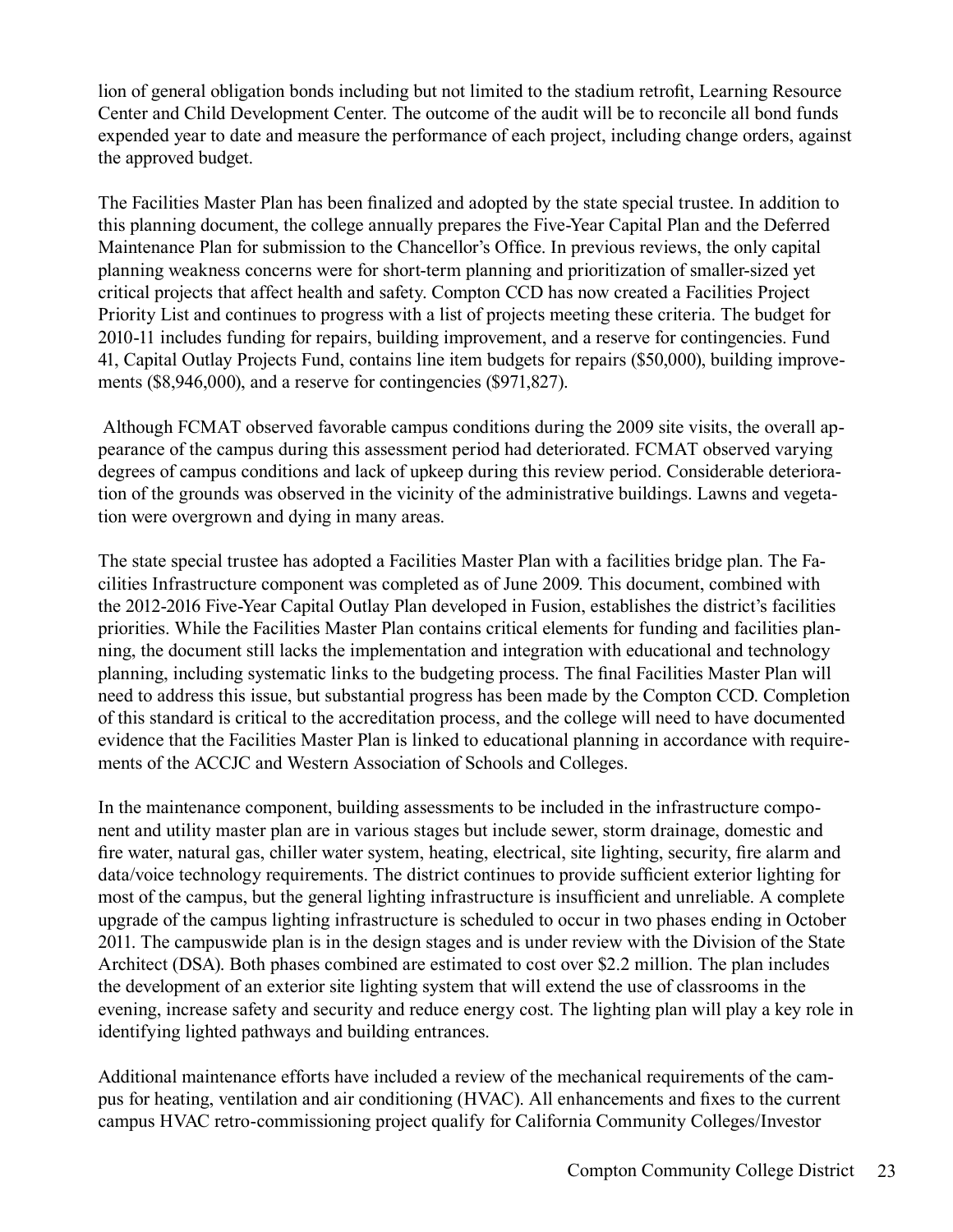lion of general obligation bonds including but not limited to the stadium retrofit, Learning Resource Center and Child Development Center. The outcome of the audit will be to reconcile all bond funds expended year to date and measure the performance of each project, including change orders, against the approved budget.

The Facilities Master Plan has been finalized and adopted by the state special trustee. In addition to this planning document, the college annually prepares the Five-Year Capital Plan and the Deferred Maintenance Plan for submission to the Chancellor's Office. In previous reviews, the only capital planning weakness concerns were for short-term planning and prioritization of smaller-sized yet critical projects that affect health and safety. Compton CCD has now created a Facilities Project Priority List and continues to progress with a list of projects meeting these criteria. The budget for 2010-11 includes funding for repairs, building improvement, and a reserve for contingencies. Fund 41, Capital Outlay Projects Fund, contains line item budgets for repairs ($50,000), building improvements ($8,946,000), and a reserve for contingencies ($971,827).

Although FCMAT observed favorable campus conditions during the 2009 site visits, the overall appearance of the campus during this assessment period had deteriorated. FCMAT observed varying degrees of campus conditions and lack of upkeep during this review period. Considerable deterioration of the grounds was observed in the vicinity of the administrative buildings. Lawns and vegetation were overgrown and dying in many areas.

The state special trustee has adopted a Facilities Master Plan with a facilities bridge plan. The Facilities Infrastructure component was completed as of June 2009. This document, combined with the 2012-2016 Five-Year Capital Outlay Plan developed in Fusion, establishes the district's facilities priorities. While the Facilities Master Plan contains critical elements for funding and facilities planning, the document still lacks the implementation and integration with educational and technology planning, including systematic links to the budgeting process. The final Facilities Master Plan will need to address this issue, but substantial progress has been made by the Compton CCD. Completion of this standard is critical to the accreditation process, and the college will need to have documented evidence that the Facilities Master Plan is linked to educational planning in accordance with requirements of the ACCJC and Western Association of Schools and Colleges.

In the maintenance component, building assessments to be included in the infrastructure component and utility master plan are in various stages but include sewer, storm drainage, domestic and fire water, natural gas, chiller water system, heating, electrical, site lighting, security, fire alarm and data/voice technology requirements. The district continues to provide sufficient exterior lighting for most of the campus, but the general lighting infrastructure is insufficient and unreliable. A complete upgrade of the campus lighting infrastructure is scheduled to occur in two phases ending in October 2011. The campuswide plan is in the design stages and is under review with the Division of the State Architect (DSA). Both phases combined are estimated to cost over $2.2 million. The plan includes the development of an exterior site lighting system that will extend the use of classrooms in the evening, increase safety and security and reduce energy cost. The lighting plan will play a key role in identifying lighted pathways and building entrances.

Additional maintenance efforts have included a review of the mechanical requirements of the campus for heating, ventilation and air conditioning (HVAC). All enhancements and fixes to the current campus HVAC retro-commissioning project qualify for California Community Colleges/Investor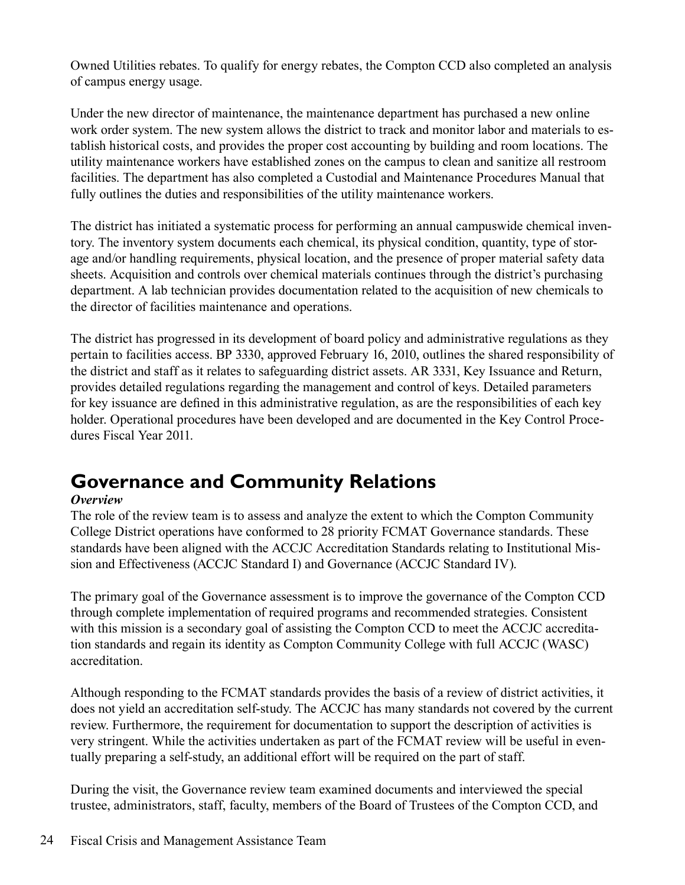Owned Utilities rebates. To qualify for energy rebates, the Compton CCD also completed an analysis of campus energy usage.

Under the new director of maintenance, the maintenance department has purchased a new online work order system. The new system allows the district to track and monitor labor and materials to establish historical costs, and provides the proper cost accounting by building and room locations. The utility maintenance workers have established zones on the campus to clean and sanitize all restroom facilities. The department has also completed a Custodial and Maintenance Procedures Manual that fully outlines the duties and responsibilities of the utility maintenance workers.

The district has initiated a systematic process for performing an annual campuswide chemical inventory. The inventory system documents each chemical, its physical condition, quantity, type of storage and/or handling requirements, physical location, and the presence of proper material safety data sheets. Acquisition and controls over chemical materials continues through the district's purchasing department. A lab technician provides documentation related to the acquisition of new chemicals to the director of facilities maintenance and operations.

The district has progressed in its development of board policy and administrative regulations as they pertain to facilities access. BP 3330, approved February 16, 2010, outlines the shared responsibility of the district and staff as it relates to safeguarding district assets. AR 3331, Key Issuance and Return, provides detailed regulations regarding the management and control of keys. Detailed parameters for key issuance are defined in this administrative regulation, as are the responsibilities of each key holder. Operational procedures have been developed and are documented in the Key Control Procedures Fiscal Year 2011.

## Governance and Community Relations

***Overview***

The role of the review team is to assess and analyze the extent to which the Compton Community College District operations have conformed to 28 priority FCMAT Governance standards. These standards have been aligned with the ACCJC Accreditation Standards relating to Institutional Mission and Effectiveness (ACCJC Standard I) and Governance (ACCJC Standard IV).

The primary goal of the Governance assessment is to improve the governance of the Compton CCD through complete implementation of required programs and recommended strategies. Consistent with this mission is a secondary goal of assisting the Compton CCD to meet the ACCJC accreditation standards and regain its identity as Compton Community College with full ACCJC (WASC) accreditation.

Although responding to the FCMAT standards provides the basis of a review of district activities, it does not yield an accreditation self-study. The ACCJC has many standards not covered by the current review. Furthermore, the requirement for documentation to support the description of activities is very stringent. While the activities undertaken as part of the FCMAT review will be useful in eventually preparing a self-study, an additional effort will be required on the part of staff.

During the visit, the Governance review team examined documents and interviewed the special trustee, administrators, staff, faculty, members of the Board of Trustees of the Compton CCD, and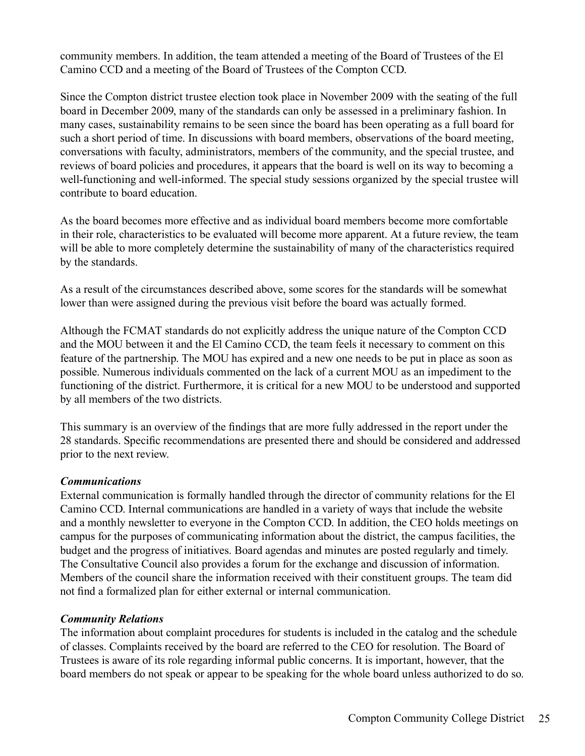community members. In addition, the team attended a meeting of the Board of Trustees of the El Camino CCD and a meeting of the Board of Trustees of the Compton CCD.

Since the Compton district trustee election took place in November 2009 with the seating of the full board in December 2009, many of the standards can only be assessed in a preliminary fashion. In many cases, sustainability remains to be seen since the board has been operating as a full board for such a short period of time. In discussions with board members, observations of the board meeting, conversations with faculty, administrators, members of the community, and the special trustee, and reviews of board policies and procedures, it appears that the board is well on its way to becoming a well-functioning and well-informed. The special study sessions organized by the special trustee will contribute to board education.

As the board becomes more effective and as individual board members become more comfortable in their role, characteristics to be evaluated will become more apparent. At a future review, the team will be able to more completely determine the sustainability of many of the characteristics required by the standards.

As a result of the circumstances described above, some scores for the standards will be somewhat lower than were assigned during the previous visit before the board was actually formed.

Although the FCMAT standards do not explicitly address the unique nature of the Compton CCD and the MOU between it and the El Camino CCD, the team feels it necessary to comment on this feature of the partnership. The MOU has expired and a new one needs to be put in place as soon as possible. Numerous individuals commented on the lack of a current MOU as an impediment to the functioning of the district. Furthermore, it is critical for a new MOU to be understood and supported by all members of the two districts.

This summary is an overview of the findings that are more fully addressed in the report under the 28 standards. Specific recommendations are presented there and should be considered and addressed prior to the next review.

***Communications***

External communication is formally handled through the director of community relations for the El Camino CCD. Internal communications are handled in a variety of ways that include the website and a monthly newsletter to everyone in the Compton CCD. In addition, the CEO holds meetings on campus for the purposes of communicating information about the district, the campus facilities, the budget and the progress of initiatives. Board agendas and minutes are posted regularly and timely. The Consultative Council also provides a forum for the exchange and discussion of information. Members of the council share the information received with their constituent groups. The team did not find a formalized plan for either external or internal communication.

***Community Relations***

The information about complaint procedures for students is included in the catalog and the schedule of classes. Complaints received by the board are referred to the CEO for resolution. The Board of Trustees is aware of its role regarding informal public concerns. It is important, however, that the board members do not speak or appear to be speaking for the whole board unless authorized to do so.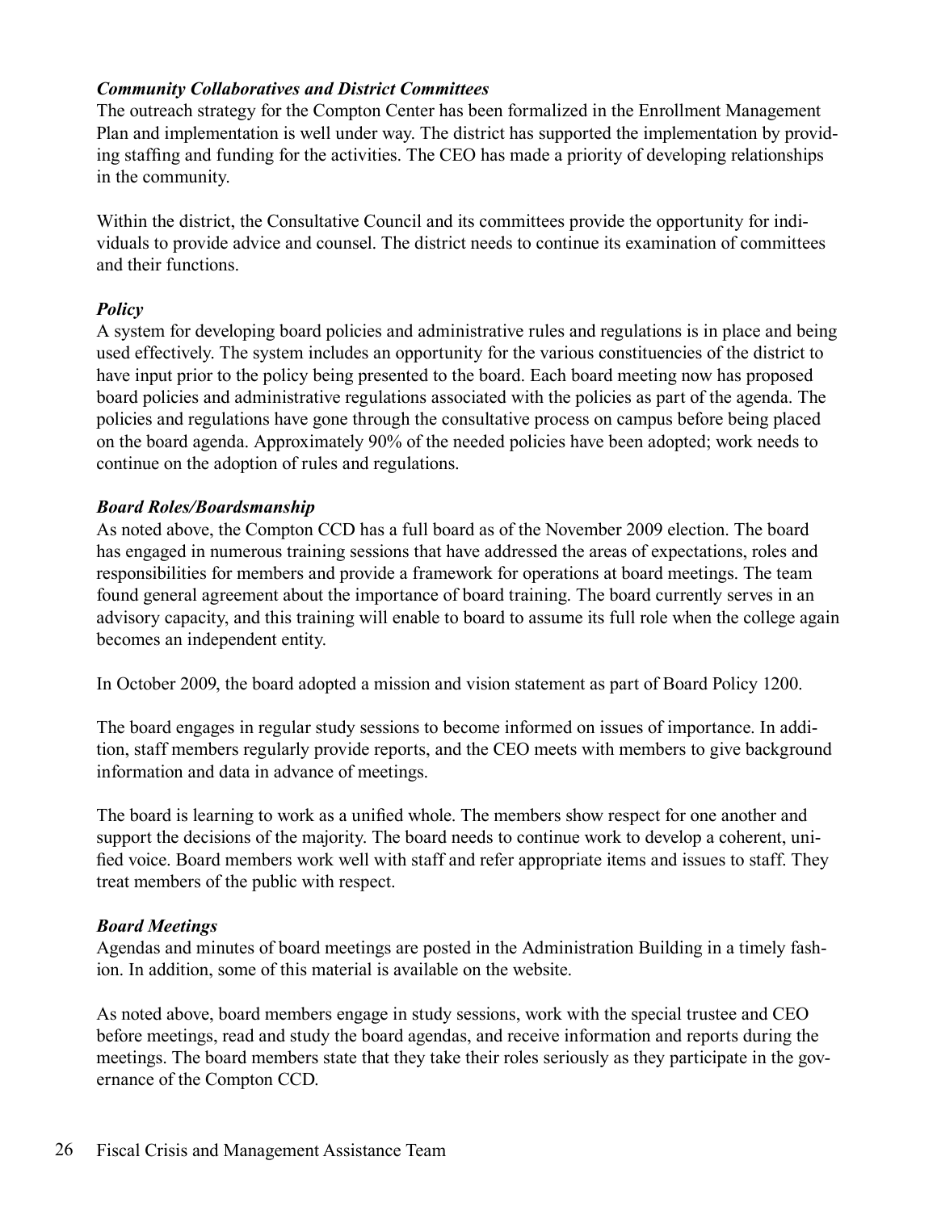***Community Collaboratives and District Committees***

The outreach strategy for the Compton Center has been formalized in the Enrollment Management Plan and implementation is well under way. The district has supported the implementation by providing staffing and funding for the activities. The CEO has made a priority of developing relationships in the community.

Within the district, the Consultative Council and its committees provide the opportunity for individuals to provide advice and counsel. The district needs to continue its examination of committees and their functions.

***Policy***

A system for developing board policies and administrative rules and regulations is in place and being used effectively. The system includes an opportunity for the various constituencies of the district to have input prior to the policy being presented to the board. Each board meeting now has proposed board policies and administrative regulations associated with the policies as part of the agenda. The policies and regulations have gone through the consultative process on campus before being placed on the board agenda. Approximately 90% of the needed policies have been adopted; work needs to continue on the adoption of rules and regulations.

***Board Roles/Boardsmanship***

As noted above, the Compton CCD has a full board as of the November 2009 election. The board has engaged in numerous training sessions that have addressed the areas of expectations, roles and responsibilities for members and provide a framework for operations at board meetings. The team found general agreement about the importance of board training. The board currently serves in an advisory capacity, and this training will enable to board to assume its full role when the college again becomes an independent entity.

In October 2009, the board adopted a mission and vision statement as part of Board Policy 1200.

The board engages in regular study sessions to become informed on issues of importance. In addition, staff members regularly provide reports, and the CEO meets with members to give background information and data in advance of meetings.

The board is learning to work as a unified whole. The members show respect for one another and support the decisions of the majority. The board needs to continue work to develop a coherent, unified voice. Board members work well with staff and refer appropriate items and issues to staff. They treat members of the public with respect.

***Board Meetings***

Agendas and minutes of board meetings are posted in the Administration Building in a timely fashion. In addition, some of this material is available on the website.

As noted above, board members engage in study sessions, work with the special trustee and CEO before meetings, read and study the board agendas, and receive information and reports during the meetings. The board members state that they take their roles seriously as they participate in the governance of the Compton CCD.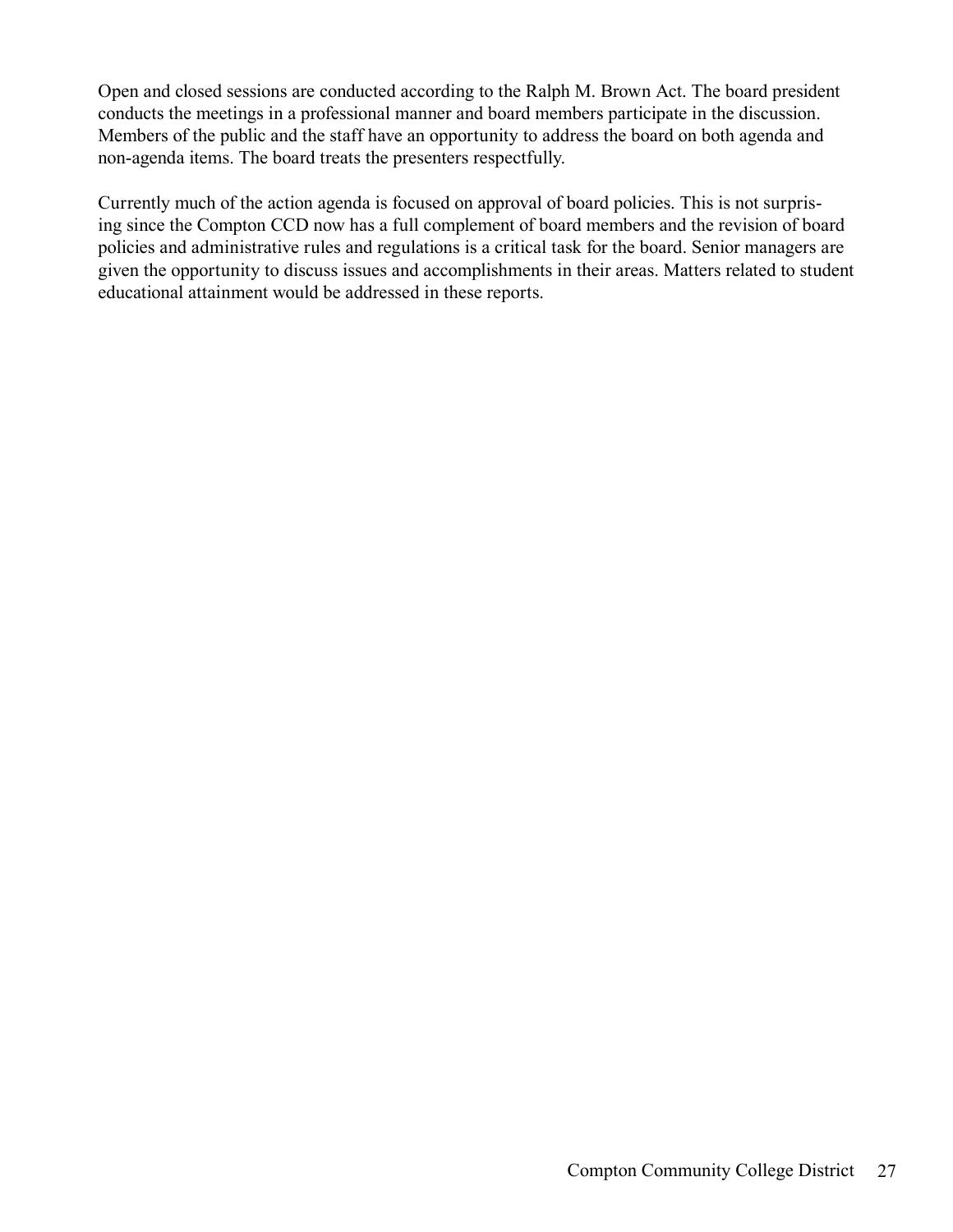Open and closed sessions are conducted according to the Ralph M. Brown Act. The board president conducts the meetings in a professional manner and board members participate in the discussion. Members of the public and the staff have an opportunity to address the board on both agenda and non-agenda items. The board treats the presenters respectfully.

Currently much of the action agenda is focused on approval of board policies. This is not surprising since the Compton CCD now has a full complement of board members and the revision of board policies and administrative rules and regulations is a critical task for the board. Senior managers are given the opportunity to discuss issues and accomplishments in their areas. Matters related to student educational attainment would be addressed in these reports.